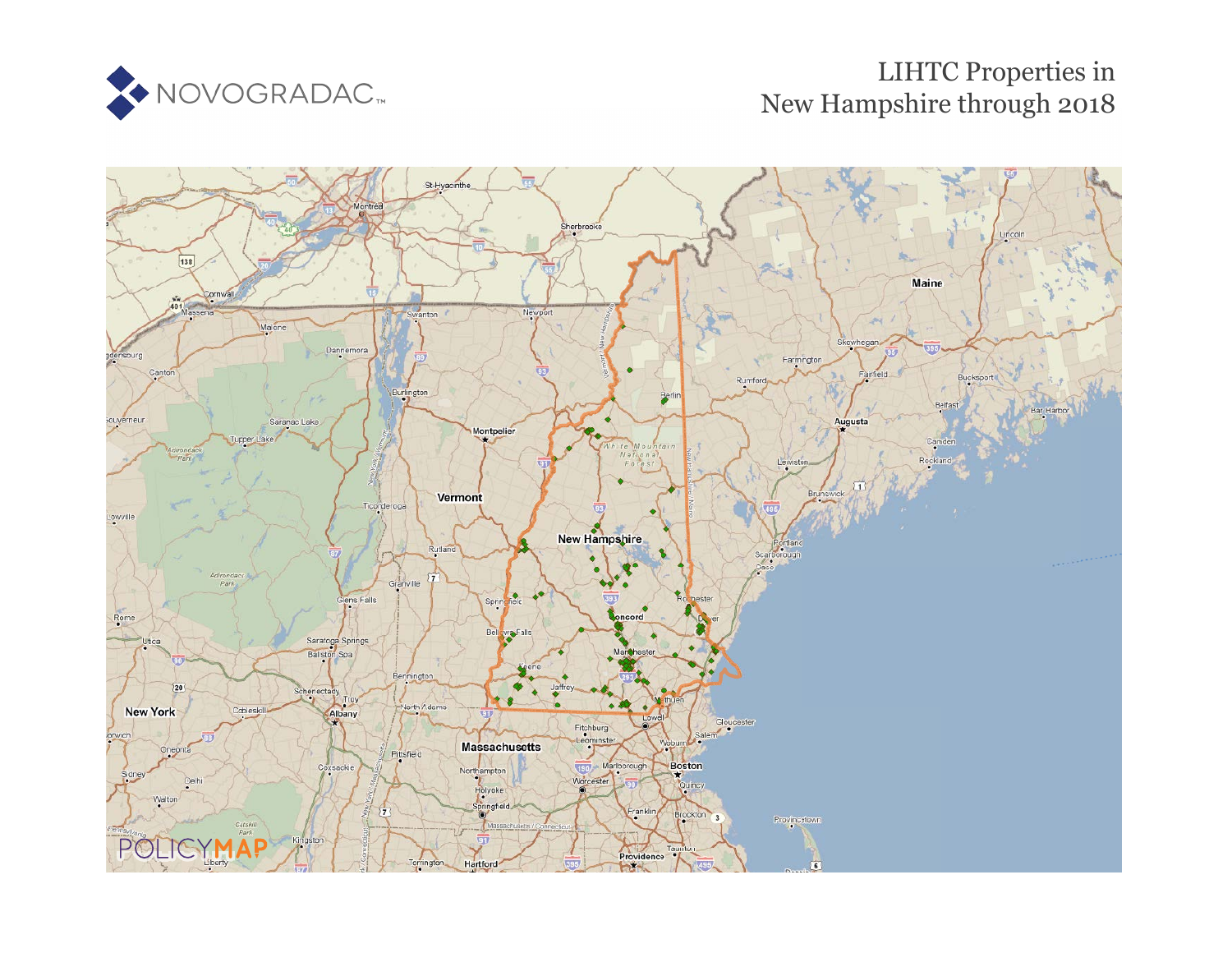# LIHTC Properties in New Hampshire through 2018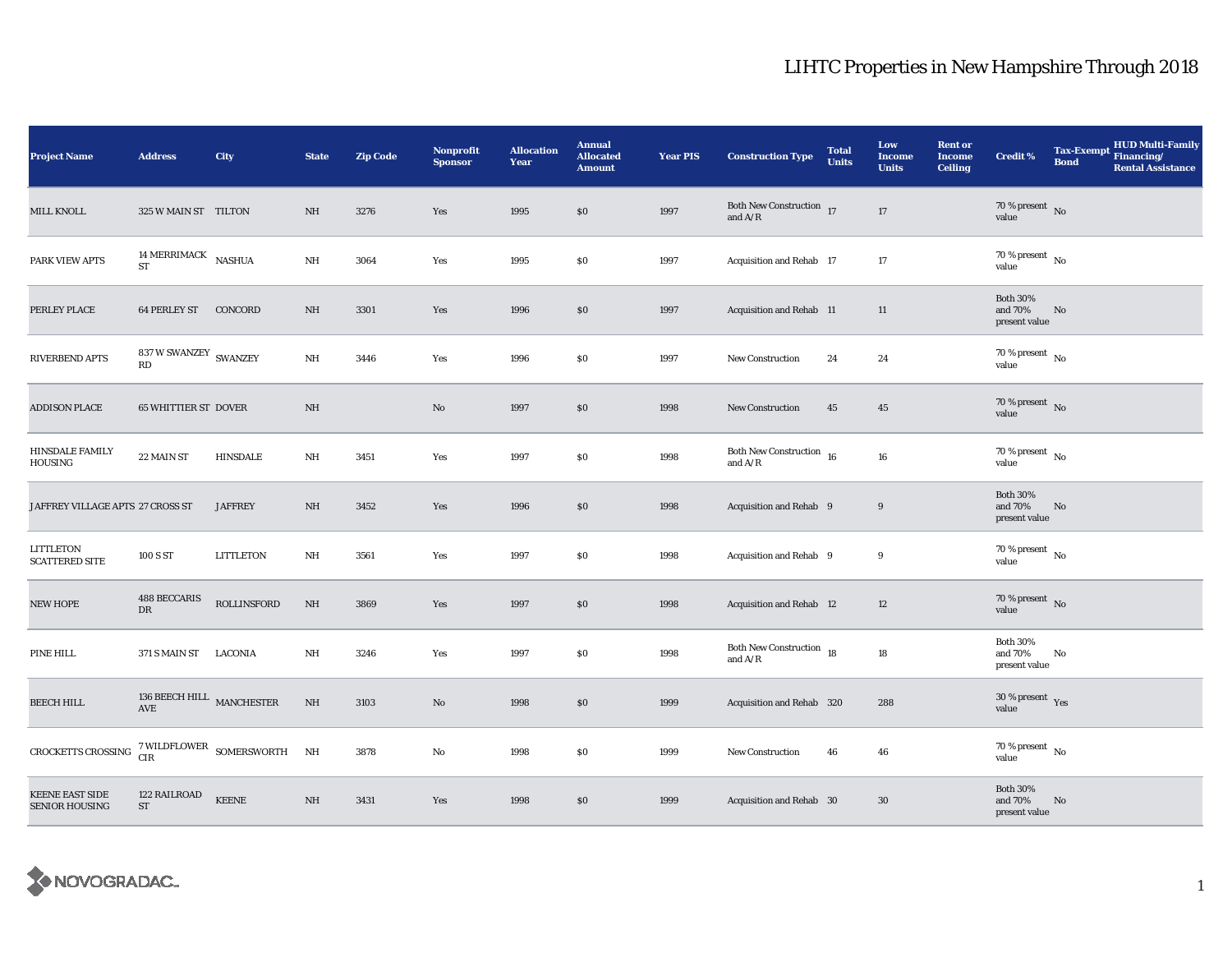# LIHTC Properties in New Hampshire Through 2018

| Project Name | Address | City | State | Zip Code | Nonprofit Sponsor | Allocation Year | Annual Allocated Amount | Year PIS | Construction Type | Total Units | Low Income Units | Rent or Income Ceiling | Credit % | Tax-Exempt Bond | HUD Multi-Family Financing/ Rental Assistance |
|---|---|---|---|---|---|---|---|---|---|---|---|---|---|---|---|
| MILL KNOLL | 325 W MAIN ST | TILTON | NH | 3276 | Yes | 1995 | $0 | 1997 | Both New Construction and A/R | 17 | 17 | | 70 % present value | No | |
| PARK VIEW APTS | 14 MERRIMACK ST | NASHUA | NH | 3064 | Yes | 1995 | $0 | 1997 | Acquisition and Rehab | 17 | 17 | | 70 % present value | No | |
| PERLEY PLACE | 64 PERLEY ST | CONCORD | NH | 3301 | Yes | 1996 | $0 | 1997 | Acquisition and Rehab | 11 | 11 | | Both 30% and 70% present value | No | |
| RIVERBEND APTS | 837 W SWANZEY RD | SWANZEY | NH | 3446 | Yes | 1996 | $0 | 1997 | New Construction | 24 | 24 | | 70 % present value | No | |
| ADDISON PLACE | 65 WHITTIER ST | DOVER | NH | | No | 1997 | $0 | 1998 | New Construction | 45 | 45 | | 70 % present value | No | |
| HINSDALE FAMILY HOUSING | 22 MAIN ST | HINSDALE | NH | 3451 | Yes | 1997 | $0 | 1998 | Both New Construction and A/R | 16 | 16 | | 70 % present value | No | |
| JAFFREY VILLAGE APTS | 27 CROSS ST | JAFFREY | NH | 3452 | Yes | 1996 | $0 | 1998 | Acquisition and Rehab | 9 | 9 | | Both 30% and 70% present value | No | |
| LITTLETON SCATTERED SITE | 100 S ST | LITTLETON | NH | 3561 | Yes | 1997 | $0 | 1998 | Acquisition and Rehab | 9 | 9 | | 70 % present value | No | |
| NEW HOPE | 488 BECCARIS DR | ROLLINSFORD | NH | 3869 | Yes | 1997 | $0 | 1998 | Acquisition and Rehab | 12 | 12 | | 70 % present value | No | |
| PINE HILL | 371 S MAIN ST | LACONIA | NH | 3246 | Yes | 1997 | $0 | 1998 | Both New Construction and A/R | 18 | 18 | | Both 30% and 70% present value | No | |
| BEECH HILL | 136 BEECH HILL AVE | MANCHESTER | NH | 3103 | No | 1998 | $0 | 1999 | Acquisition and Rehab | 320 | 288 | | 30 % present value | Yes | |
| CROCKETTS CROSSING | 7 WILDFLOWER CIR | SOMERSWORTH | NH | 3878 | No | 1998 | $0 | 1999 | New Construction | 46 | 46 | | 70 % present value | No | |
| KEENE EAST SIDE SENIOR HOUSING | 122 RAILROAD ST | KEENE | NH | 3431 | Yes | 1998 | $0 | 1999 | Acquisition and Rehab | 30 | 30 | | Both 30% and 70% present value | No | |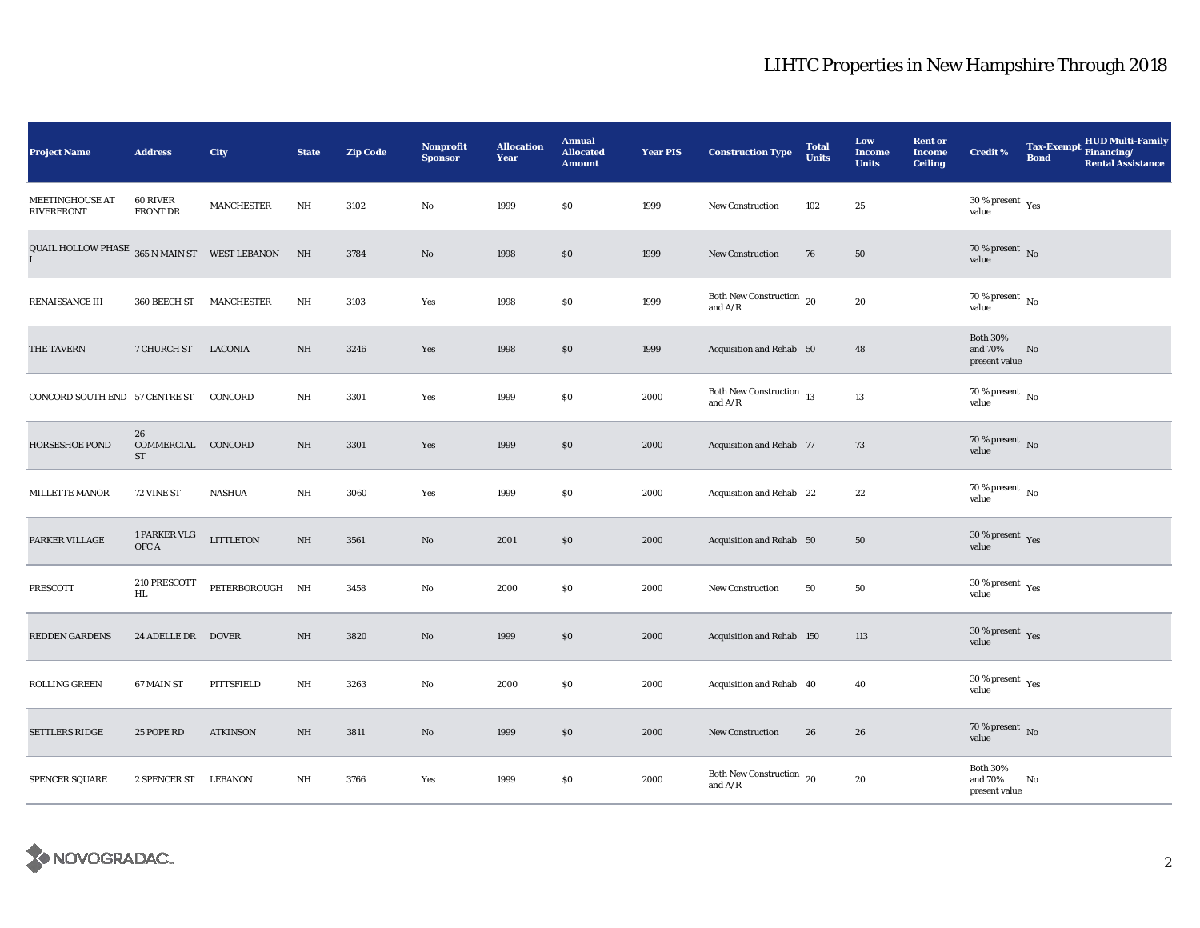# LIHTC Properties in New Hampshire Through 2018

| Project Name | Address | City | State | Zip Code | Nonprofit Sponsor | Allocation Year | Annual Allocated Amount | Year PIS | Construction Type | Total Units | Low Income Units | Rent or Income Ceiling | Credit % | Tax-Exempt Bond | HUD Multi-Family Financing/ Rental Assistance |
|---|---|---|---|---|---|---|---|---|---|---|---|---|---|---|---|
| MEETINGHOUSE AT RIVERFRONT | 60 RIVER FRONT DR | MANCHESTER | NH | 3102 | No | 1999 | $0 | 1999 | New Construction | 102 | 25 | | 30 % present value | Yes | |
| QUAIL HOLLOW PHASE I | 365 N MAIN ST | WEST LEBANON | NH | 3784 | No | 1998 | $0 | 1999 | New Construction | 76 | 50 | | 70 % present value | No | |
| RENAISSANCE III | 360 BEECH ST | MANCHESTER | NH | 3103 | Yes | 1998 | $0 | 1999 | Both New Construction and A/R | 20 | 20 | | 70 % present value | No | |
| THE TAVERN | 7 CHURCH ST | LACONIA | NH | 3246 | Yes | 1998 | $0 | 1999 | Acquisition and Rehab | 50 | 48 | | Both 30% and 70% present value | No | |
| CONCORD SOUTH END | 57 CENTRE ST | CONCORD | NH | 3301 | Yes | 1999 | $0 | 2000 | Both New Construction and A/R | 13 | 13 | | 70 % present value | No | |
| HORSESHOE POND | 26 COMMERCIAL ST | CONCORD | NH | 3301 | Yes | 1999 | $0 | 2000 | Acquisition and Rehab | 77 | 73 | | 70 % present value | No | |
| MILLETTE MANOR | 72 VINE ST | NASHUA | NH | 3060 | Yes | 1999 | $0 | 2000 | Acquisition and Rehab | 22 | 22 | | 70 % present value | No | |
| PARKER VILLAGE | 1 PARKER VLG OFC A | LITTLETON | NH | 3561 | No | 2001 | $0 | 2000 | Acquisition and Rehab | 50 | 50 | | 30 % present value | Yes | |
| PRESCOTT | 210 PRESCOTT HL | PETERBOROUGH | NH | 3458 | No | 2000 | $0 | 2000 | New Construction | 50 | 50 | | 30 % present value | Yes | |
| REDDEN GARDENS | 24 ADELLE DR | DOVER | NH | 3820 | No | 1999 | $0 | 2000 | Acquisition and Rehab | 150 | 113 | | 30 % present value | Yes | |
| ROLLING GREEN | 67 MAIN ST | PITTSFIELD | NH | 3263 | No | 2000 | $0 | 2000 | Acquisition and Rehab | 40 | 40 | | 30 % present value | Yes | |
| SETTLERS RIDGE | 25 POPE RD | ATKINSON | NH | 3811 | No | 1999 | $0 | 2000 | New Construction | 26 | 26 | | 70 % present value | No | |
| SPENCER SQUARE | 2 SPENCER ST | LEBANON | NH | 3766 | Yes | 1999 | $0 | 2000 | Both New Construction and A/R | 20 | 20 | | Both 30% and 70% present value | No | |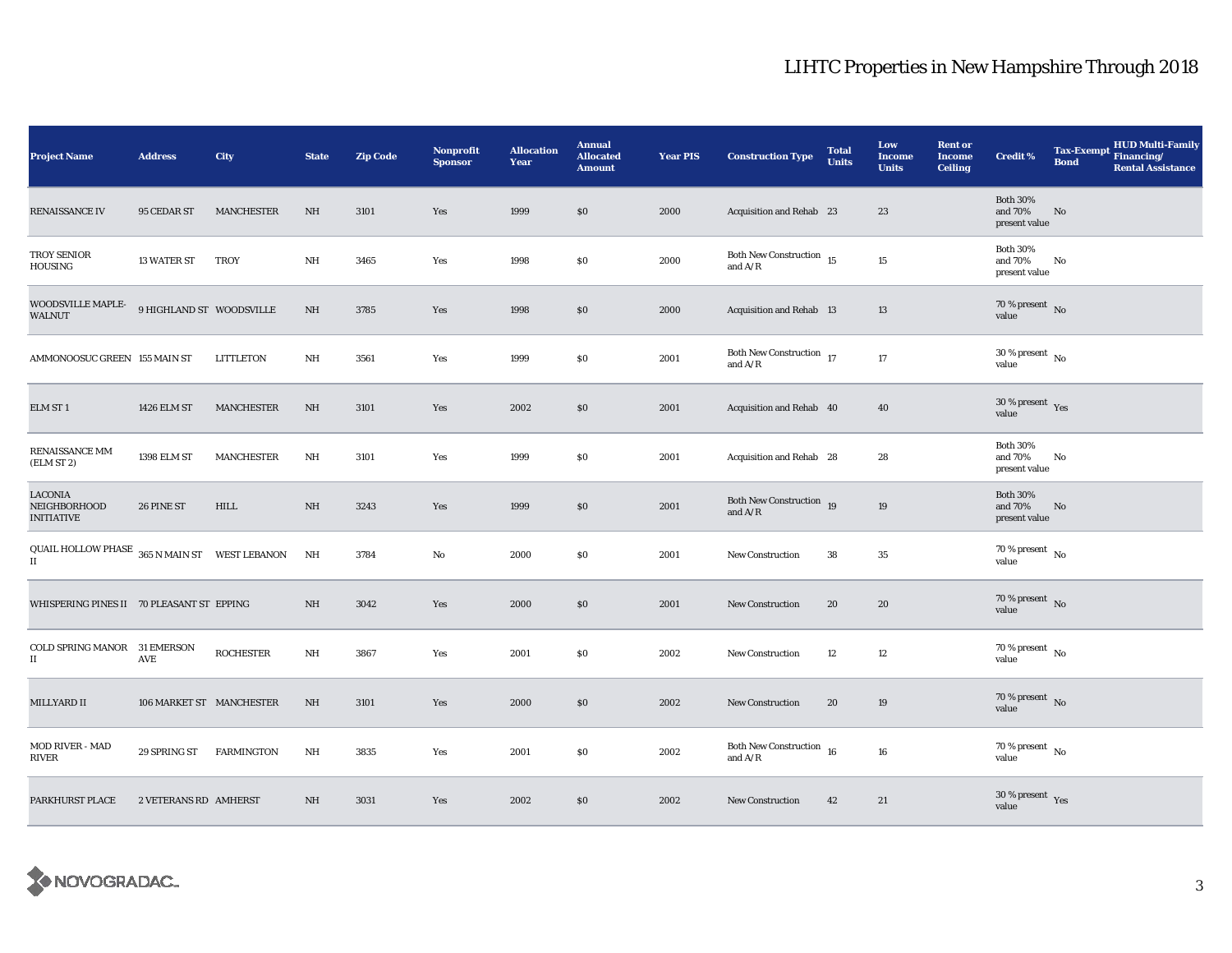# LIHTC Properties in New Hampshire Through 2018

| Project Name | Address | City | State | Zip Code | Nonprofit Sponsor | Allocation Year | Annual Allocated Amount | Year PIS | Construction Type | Total Units | Low Income Units | Rent or Income Ceiling | Credit % | Tax-Exempt Bond | HUD Multi-Family Financing/ Rental Assistance |
|---|---|---|---|---|---|---|---|---|---|---|---|---|---|---|---|
| RENAISSANCE IV | 95 CEDAR ST | MANCHESTER | NH | 3101 | Yes | 1999 | $0 | 2000 | Acquisition and Rehab | 23 | 23 | | Both 30% and 70% present value | No | |
| TROY SENIOR HOUSING | 13 WATER ST | TROY | NH | 3465 | Yes | 1998 | $0 | 2000 | Both New Construction and A/R | 15 | 15 | | Both 30% and 70% present value | No | |
| WOODSVILLE MAPLE-WALNUT | 9 HIGHLAND ST | WOODSVILLE | NH | 3785 | Yes | 1998 | $0 | 2000 | Acquisition and Rehab | 13 | 13 | | 70 % present value | No | |
| AMMONOOSUC GREEN | 155 MAIN ST | LITTLETON | NH | 3561 | Yes | 1999 | $0 | 2001 | Both New Construction and A/R | 17 | 17 | | 30 % present value | No | |
| ELM ST 1 | 1426 ELM ST | MANCHESTER | NH | 3101 | Yes | 2002 | $0 | 2001 | Acquisition and Rehab | 40 | 40 | | 30 % present value | Yes | |
| RENAISSANCE MM (ELM ST 2) | 1398 ELM ST | MANCHESTER | NH | 3101 | Yes | 1999 | $0 | 2001 | Acquisition and Rehab | 28 | 28 | | Both 30% and 70% present value | No | |
| LACONIA NEIGHBORHOOD INITIATIVE | 26 PINE ST | HILL | NH | 3243 | Yes | 1999 | $0 | 2001 | Both New Construction and A/R | 19 | 19 | | Both 30% and 70% present value | No | |
| QUAIL HOLLOW PHASE II | 365 N MAIN ST | WEST LEBANON | NH | 3784 | No | 2000 | $0 | 2001 | New Construction | 38 | 35 | | 70 % present value | No | |
| WHISPERING PINES II | 70 PLEASANT ST | EPPING | NH | 3042 | Yes | 2000 | $0 | 2001 | New Construction | 20 | 20 | | 70 % present value | No | |
| COLD SPRING MANOR II | 31 EMERSON AVE | ROCHESTER | NH | 3867 | Yes | 2001 | $0 | 2002 | New Construction | 12 | 12 | | 70 % present value | No | |
| MILLYARD II | 106 MARKET ST | MANCHESTER | NH | 3101 | Yes | 2000 | $0 | 2002 | New Construction | 20 | 19 | | 70 % present value | No | |
| MOD RIVER - MAD RIVER | 29 SPRING ST | FARMINGTON | NH | 3835 | Yes | 2001 | $0 | 2002 | Both New Construction and A/R | 16 | 16 | | 70 % present value | No | |
| PARKHURST PLACE | 2 VETERANS RD | AMHERST | NH | 3031 | Yes | 2002 | $0 | 2002 | New Construction | 42 | 21 | | 30 % present value | Yes | |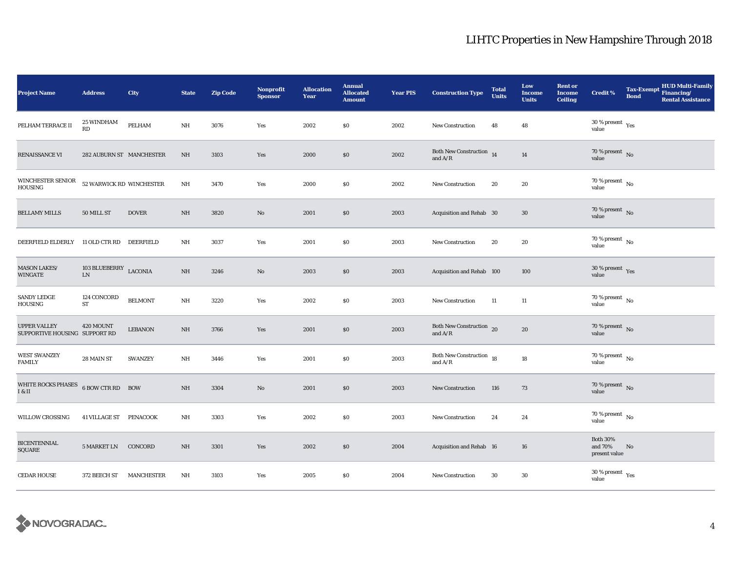## LIHTC Properties in New Hampshire Through 2018

| Project Name | Address | City | State | Zip Code | Nonprofit Sponsor | Allocation Year | Annual Allocated Amount | Year PIS | Construction Type | Total Units | Low Income Units | Rent or Income Ceiling | Credit % | Tax-Exempt Bond | HUD Multi-Family Financing/ Rental Assistance |
|---|---|---|---|---|---|---|---|---|---|---|---|---|---|---|---|
| PELHAM TERRACE II | 25 WINDHAM RD | PELHAM | NH | 3076 | Yes | 2002 | $0 | 2002 | New Construction | 48 | 48 | | 30 % present value | Yes | |
| RENAISSANCE VI | 282 AUBURN ST | MANCHESTER | NH | 3103 | Yes | 2000 | $0 | 2002 | Both New Construction and A/R | 14 | 14 | | 70 % present value | No | |
| WINCHESTER SENIOR HOUSING | 52 WARWICK RD | WINCHESTER | NH | 3470 | Yes | 2000 | $0 | 2002 | New Construction | 20 | 20 | | 70 % present value | No | |
| BELLAMY MILLS | 50 MILL ST | DOVER | NH | 3820 | No | 2001 | $0 | 2003 | Acquisition and Rehab | 30 | 30 | | 70 % present value | No | |
| DEERFIELD ELDERLY | 11 OLD CTR RD | DEERFIELD | NH | 3037 | Yes | 2001 | $0 | 2003 | New Construction | 20 | 20 | | 70 % present value | No | |
| MASON LAKES/ WINGATE | 103 BLUEBERRY LN | LACONIA | NH | 3246 | No | 2003 | $0 | 2003 | Acquisition and Rehab | 100 | 100 | | 30 % present value | Yes | |
| SANDY LEDGE HOUSING | 124 CONCORD ST | BELMONT | NH | 3220 | Yes | 2002 | $0 | 2003 | New Construction | 11 | 11 | | 70 % present value | No | |
| UPPER VALLEY SUPPORTIVE HOUSING | 420 MOUNT SUPPORT RD | LEBANON | NH | 3766 | Yes | 2001 | $0 | 2003 | Both New Construction and A/R | 20 | 20 | | 70 % present value | No | |
| WEST SWANZEY FAMILY | 28 MAIN ST | SWANZEY | NH | 3446 | Yes | 2001 | $0 | 2003 | Both New Construction and A/R | 18 | 18 | | 70 % present value | No | |
| WHITE ROCKS PHASES I & II | 6 BOW CTR RD | BOW | NH | 3304 | No | 2001 | $0 | 2003 | New Construction | 116 | 73 | | 70 % present value | No | |
| WILLOW CROSSING | 41 VILLAGE ST | PENACOOK | NH | 3303 | Yes | 2002 | $0 | 2003 | New Construction | 24 | 24 | | 70 % present value | No | |
| BICENTENNIAL SQUARE | 5 MARKET LN | CONCORD | NH | 3301 | Yes | 2002 | $0 | 2004 | Acquisition and Rehab | 16 | 16 | | Both 30% and 70% present value | No | |
| CEDAR HOUSE | 372 BEECH ST | MANCHESTER | NH | 3103 | Yes | 2005 | $0 | 2004 | New Construction | 30 | 30 | | 30 % present value | Yes | |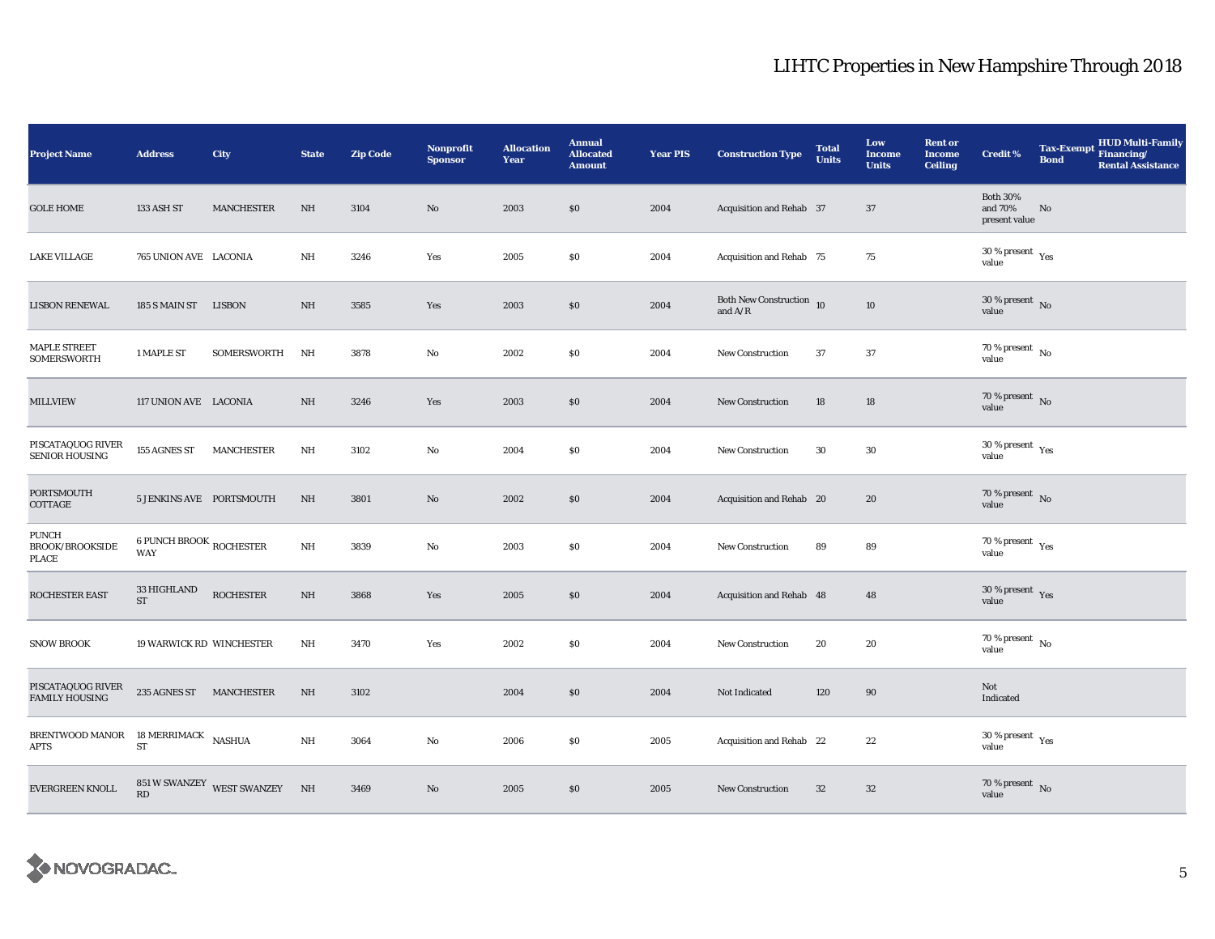## LIHTC Properties in New Hampshire Through 2018

| Project Name | Address | City | State | Zip Code | Nonprofit Sponsor | Allocation Year | Annual Allocated Amount | Year PIS | Construction Type | Total Units | Low Income Units | Rent or Income Ceiling | Credit % | Tax-Exempt Bond | HUD Multi-Family Financing/ Rental Assistance |
|---|---|---|---|---|---|---|---|---|---|---|---|---|---|---|---|
| GOLE HOME | 133 ASH ST | MANCHESTER | NH | 3104 | No | 2003 | $0 | 2004 | Acquisition and Rehab | 37 | 37 | | Both 30% and 70% present value | No | |
| LAKE VILLAGE | 765 UNION AVE | LACONIA | NH | 3246 | Yes | 2005 | $0 | 2004 | Acquisition and Rehab | 75 | 75 | | 30 % present value | Yes | |
| LISBON RENEWAL | 185 S MAIN ST | LISBON | NH | 3585 | Yes | 2003 | $0 | 2004 | Both New Construction and A/R | 10 | 10 | | 30 % present value | No | |
| MAPLE STREET SOMERSWORTH | 1 MAPLE ST | SOMERSWORTH | NH | 3878 | No | 2002 | $0 | 2004 | New Construction | 37 | 37 | | 70 % present value | No | |
| MILLVIEW | 117 UNION AVE | LACONIA | NH | 3246 | Yes | 2003 | $0 | 2004 | New Construction | 18 | 18 | | 70 % present value | No | |
| PISCATAQUOG RIVER SENIOR HOUSING | 155 AGNES ST | MANCHESTER | NH | 3102 | No | 2004 | $0 | 2004 | New Construction | 30 | 30 | | 30 % present value | Yes | |
| PORTSMOUTH COTTAGE | 5 JENKINS AVE | PORTSMOUTH | NH | 3801 | No | 2002 | $0 | 2004 | Acquisition and Rehab | 20 | 20 | | 70 % present value | No | |
| PUNCH BROOK/BROOKSIDE PLACE | 6 PUNCH BROOK WAY | ROCHESTER | NH | 3839 | No | 2003 | $0 | 2004 | New Construction | 89 | 89 | | 70 % present value | Yes | |
| ROCHESTER EAST | 33 HIGHLAND ST | ROCHESTER | NH | 3868 | Yes | 2005 | $0 | 2004 | Acquisition and Rehab | 48 | 48 | | 30 % present value | Yes | |
| SNOW BROOK | 19 WARWICK RD | WINCHESTER | NH | 3470 | Yes | 2002 | $0 | 2004 | New Construction | 20 | 20 | | 70 % present value | No | |
| PISCATAQUOG RIVER FAMILY HOUSING | 235 AGNES ST | MANCHESTER | NH | 3102 | | 2004 | $0 | 2004 | Not Indicated | 120 | 90 | | Not Indicated | | |
| BRENTWOOD MANOR APTS | 18 MERRIMACK ST | NASHUA | NH | 3064 | No | 2006 | $0 | 2005 | Acquisition and Rehab | 22 | 22 | | 30 % present value | Yes | |
| EVERGREEN KNOLL | 851 W SWANZEY RD | WEST SWANZEY | NH | 3469 | No | 2005 | $0 | 2005 | New Construction | 32 | 32 | | 70 % present value | No | |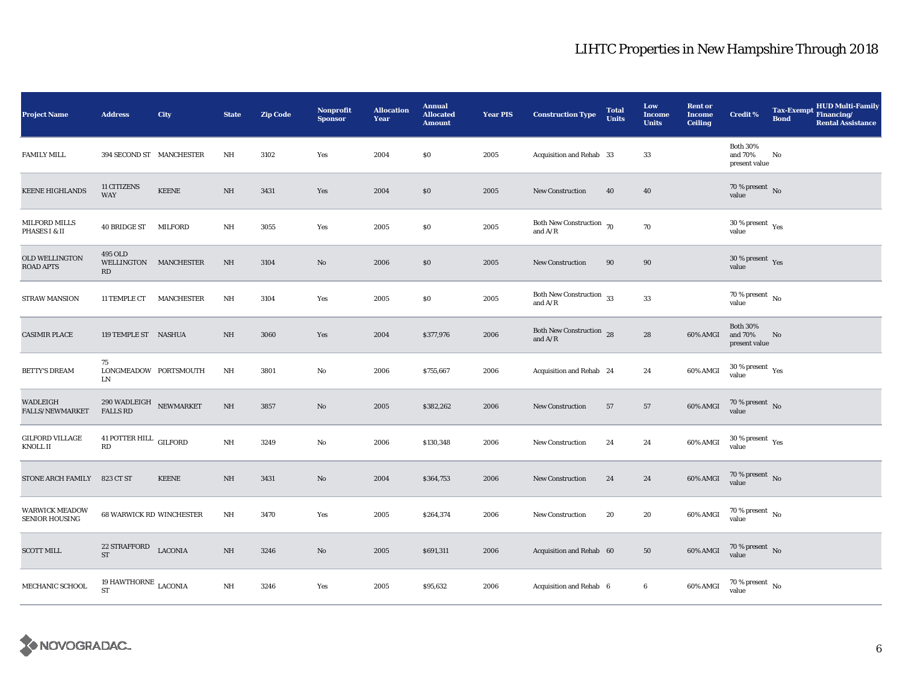# LIHTC Properties in New Hampshire Through 2018

| Project Name | Address | City | State | Zip Code | Nonprofit Sponsor | Allocation Year | Annual Allocated Amount | Year PIS | Construction Type | Total Units | Low Income Units | Rent or Income Ceiling | Credit % | Tax-Exempt Bond | HUD Multi-Family Financing/ Rental Assistance |
|---|---|---|---|---|---|---|---|---|---|---|---|---|---|---|---|
| FAMILY MILL | 394 SECOND ST | MANCHESTER | NH | 3102 | Yes | 2004 | $0 | 2005 | Acquisition and Rehab | 33 | 33 | | Both 30% and 70% present value | No | |
| KEENE HIGHLANDS | 11 CITIZENS WAY | KEENE | NH | 3431 | Yes | 2004 | $0 | 2005 | New Construction | 40 | 40 | | 70 % present value | No | |
| MILFORD MILLS PHASES I & II | 40 BRIDGE ST | MILFORD | NH | 3055 | Yes | 2005 | $0 | 2005 | Both New Construction and A/R | 70 | 70 | | 30 % present value | Yes | |
| OLD WELLINGTON ROAD APTS | 495 OLD WELLINGTON RD | MANCHESTER | NH | 3104 | No | 2006 | $0 | 2005 | New Construction | 90 | 90 | | 30 % present value | Yes | |
| STRAW MANSION | 11 TEMPLE CT | MANCHESTER | NH | 3104 | Yes | 2005 | $0 | 2005 | Both New Construction and A/R | 33 | 33 | | 70 % present value | No | |
| CASIMIR PLACE | 119 TEMPLE ST | NASHUA | NH | 3060 | Yes | 2004 | $377,976 | 2006 | Both New Construction and A/R | 28 | 28 | 60% AMGI | Both 30% and 70% present value | No | |
| BETTY'S DREAM | 75 LONGMEADOW LN | PORTSMOUTH | NH | 3801 | No | 2006 | $755,667 | 2006 | Acquisition and Rehab | 24 | 24 | 60% AMGI | 30 % present value | Yes | |
| WADLEIGH FALLS/NEWMARKET | 290 WADLEIGH FALLS RD | NEWMARKET | NH | 3857 | No | 2005 | $382,262 | 2006 | New Construction | 57 | 57 | 60% AMGI | 70 % present value | No | |
| GILFORD VILLAGE KNOLL II | 41 POTTER HILL RD | GILFORD | NH | 3249 | No | 2006 | $130,348 | 2006 | New Construction | 24 | 24 | 60% AMGI | 30 % present value | Yes | |
| STONE ARCH FAMILY | 823 CT ST | KEENE | NH | 3431 | No | 2004 | $364,753 | 2006 | New Construction | 24 | 24 | 60% AMGI | 70 % present value | No | |
| WARWICK MEADOW SENIOR HOUSING | 68 WARWICK RD | WINCHESTER | NH | 3470 | Yes | 2005 | $264,374 | 2006 | New Construction | 20 | 20 | 60% AMGI | 70 % present value | No | |
| SCOTT MILL | 22 STRAFFORD ST | LACONIA | NH | 3246 | No | 2005 | $691,311 | 2006 | Acquisition and Rehab | 60 | 50 | 60% AMGI | 70 % present value | No | |
| MECHANIC SCHOOL | 19 HAWTHORNE ST | LACONIA | NH | 3246 | Yes | 2005 | $95,632 | 2006 | Acquisition and Rehab | 6 | 6 | 60% AMGI | 70 % present value | No | |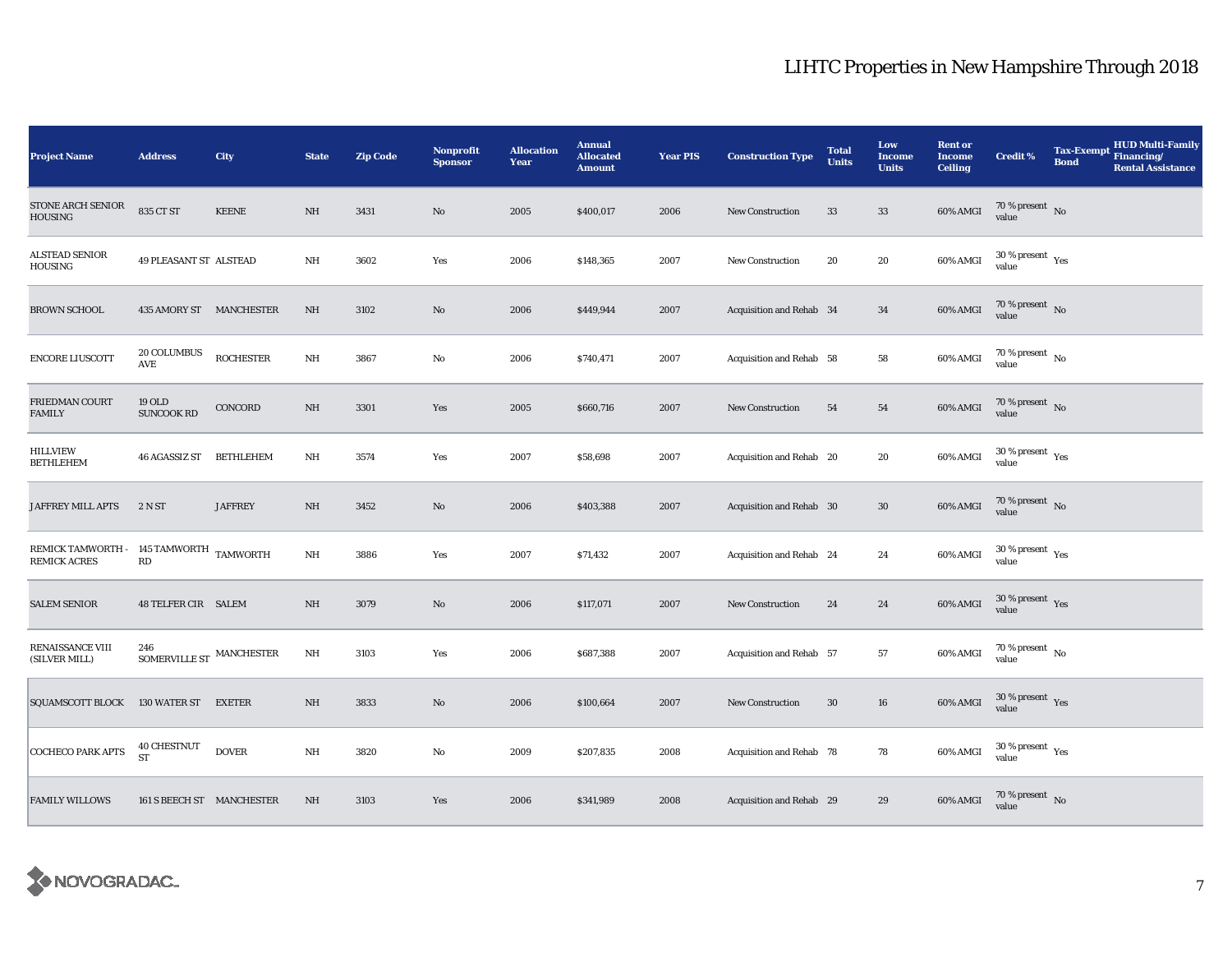# LIHTC Properties in New Hampshire Through 2018

| Project Name | Address | City | State | Zip Code | Nonprofit Sponsor | Allocation Year | Annual Allocated Amount | Year PIS | Construction Type | Total Units | Low Income Units | Rent or Income Ceiling | Credit % | Tax-Exempt Bond | HUD Multi-Family Financing/ Rental Assistance |
|---|---|---|---|---|---|---|---|---|---|---|---|---|---|---|---|
| STONE ARCH SENIOR HOUSING | 835 CT ST | KEENE | NH | 3431 | No | 2005 | $400,017 | 2006 | New Construction | 33 | 33 | 60% AMGI | 70 % present value | No | |
| ALSTEAD SENIOR HOUSING | 49 PLEASANT ST | ALSTEAD | NH | 3602 | Yes | 2006 | $148,365 | 2007 | New Construction | 20 | 20 | 60% AMGI | 30 % present value | Yes | |
| BROWN SCHOOL | 435 AMORY ST | MANCHESTER | NH | 3102 | No | 2006 | $449,944 | 2007 | Acquisition and Rehab | 34 | 34 | 60% AMGI | 70 % present value | No | |
| ENCORE LIUSCOTT | 20 COLUMBUS AVE | ROCHESTER | NH | 3867 | No | 2006 | $740,471 | 2007 | Acquisition and Rehab | 58 | 58 | 60% AMGI | 70 % present value | No | |
| FRIEDMAN COURT FAMILY | 19 OLD SUNCOOK RD | CONCORD | NH | 3301 | Yes | 2005 | $660,716 | 2007 | New Construction | 54 | 54 | 60% AMGI | 70 % present value | No | |
| HILLVIEW BETHLEHEM | 46 AGASSIZ ST | BETHLEHEM | NH | 3574 | Yes | 2007 | $58,698 | 2007 | Acquisition and Rehab | 20 | 20 | 60% AMGI | 30 % present value | Yes | |
| JAFFREY MILL APTS | 2 N ST | JAFFREY | NH | 3452 | No | 2006 | $403,388 | 2007 | Acquisition and Rehab | 30 | 30 | 60% AMGI | 70 % present value | No | |
| REMICK TAMWORTH - REMICK ACRES | 145 TAMWORTH RD | TAMWORTH | NH | 3886 | Yes | 2007 | $71,432 | 2007 | Acquisition and Rehab | 24 | 24 | 60% AMGI | 30 % present value | Yes | |
| SALEM SENIOR | 48 TELFER CIR | SALEM | NH | 3079 | No | 2006 | $117,071 | 2007 | New Construction | 24 | 24 | 60% AMGI | 30 % present value | Yes | |
| RENAISSANCE VIII (SILVER MILL) | 246 SOMERVILLE ST | MANCHESTER | NH | 3103 | Yes | 2006 | $687,388 | 2007 | Acquisition and Rehab | 57 | 57 | 60% AMGI | 70 % present value | No | |
| SQUAMSCOTT BLOCK | 130 WATER ST | EXETER | NH | 3833 | No | 2006 | $100,664 | 2007 | New Construction | 30 | 16 | 60% AMGI | 30 % present value | Yes | |
| COCHECO PARK APTS | 40 CHESTNUT ST | DOVER | NH | 3820 | No | 2009 | $207,835 | 2008 | Acquisition and Rehab | 78 | 78 | 60% AMGI | 30 % present value | Yes | |
| FAMILY WILLOWS | 161 S BEECH ST | MANCHESTER | NH | 3103 | Yes | 2006 | $341,989 | 2008 | Acquisition and Rehab | 29 | 29 | 60% AMGI | 70 % present value | No | |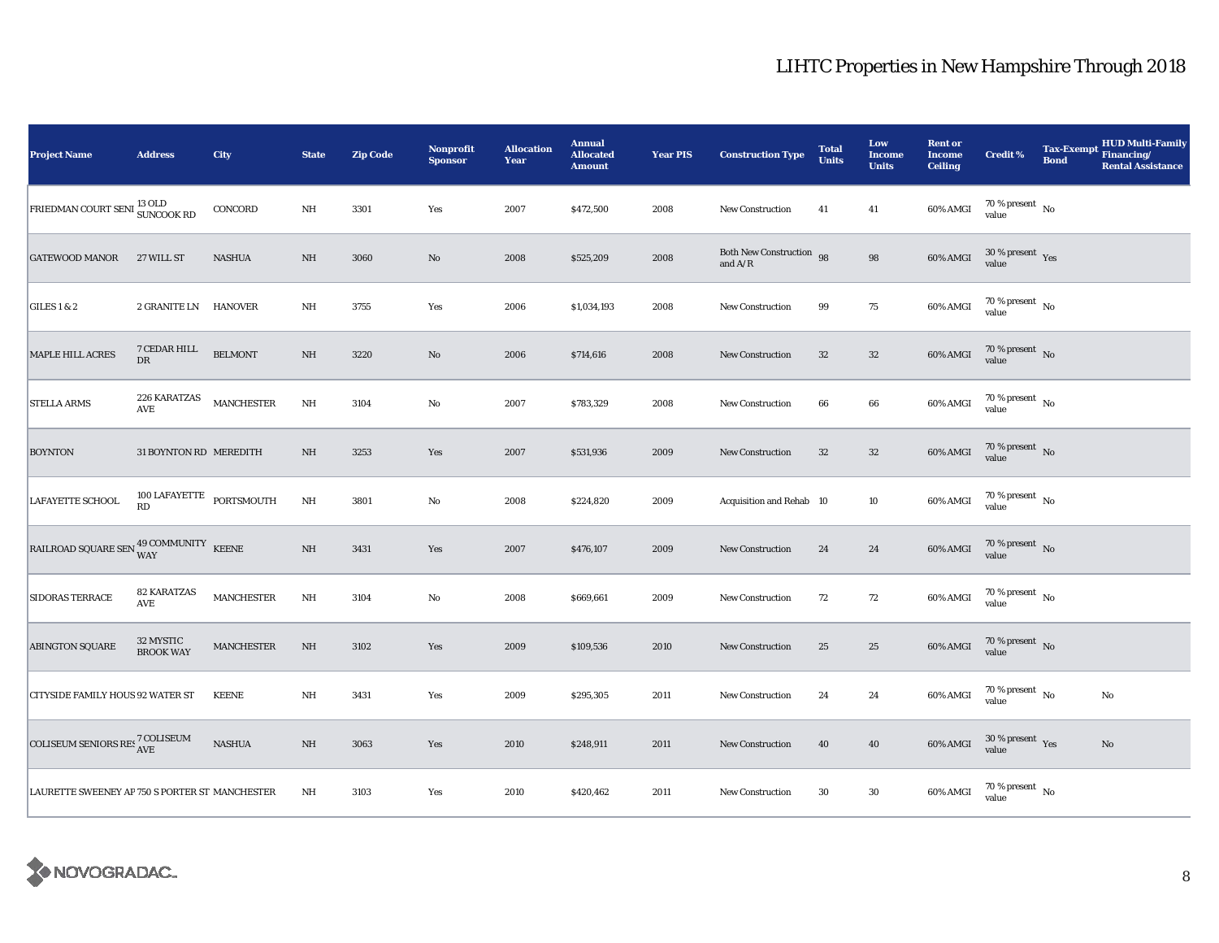# LIHTC Properties in New Hampshire Through 2018

| Project Name | Address | City | State | Zip Code | Nonprofit Sponsor | Allocation Year | Annual Allocated Amount | Year PIS | Construction Type | Total Units | Low Income Units | Rent or Income Ceiling | Credit % | Tax-Exempt Bond | HUD Multi-Family Financing/ Rental Assistance |
|---|---|---|---|---|---|---|---|---|---|---|---|---|---|---|---|
| FRIEDMAN COURT SENI | 13 OLD SUNCOOK RD | CONCORD | NH | 3301 | Yes | 2007 | $472,500 | 2008 | New Construction | 41 | 41 | 60% AMGI | 70 % present value | No | |
| GATEWOOD MANOR | 27 WILL ST | NASHUA | NH | 3060 | No | 2008 | $525,209 | 2008 | Both New Construction and A/R | 98 | 98 | 60% AMGI | 30 % present value | Yes | |
| GILES 1 & 2 | 2 GRANITE LN | HANOVER | NH | 3755 | Yes | 2006 | $1,034,193 | 2008 | New Construction | 99 | 75 | 60% AMGI | 70 % present value | No | |
| MAPLE HILL ACRES | 7 CEDAR HILL DR | BELMONT | NH | 3220 | No | 2006 | $714,616 | 2008 | New Construction | 32 | 32 | 60% AMGI | 70 % present value | No | |
| STELLA ARMS | 226 KARATZAS AVE | MANCHESTER | NH | 3104 | No | 2007 | $783,329 | 2008 | New Construction | 66 | 66 | 60% AMGI | 70 % present value | No | |
| BOYNTON | 31 BOYNTON RD | MEREDITH | NH | 3253 | Yes | 2007 | $531,936 | 2009 | New Construction | 32 | 32 | 60% AMGI | 70 % present value | No | |
| LAFAYETTE SCHOOL | 100 LAFAYETTE RD | PORTSMOUTH | NH | 3801 | No | 2008 | $224,820 | 2009 | Acquisition and Rehab | 10 | 10 | 60% AMGI | 70 % present value | No | |
| RAILROAD SQUARE SEN | 49 COMMUNITY WAY | KEENE | NH | 3431 | Yes | 2007 | $476,107 | 2009 | New Construction | 24 | 24 | 60% AMGI | 70 % present value | No | |
| SIDORAS TERRACE | 82 KARATZAS AVE | MANCHESTER | NH | 3104 | No | 2008 | $669,661 | 2009 | New Construction | 72 | 72 | 60% AMGI | 70 % present value | No | |
| ABINGTON SQUARE | 32 MYSTIC BROOK WAY | MANCHESTER | NH | 3102 | Yes | 2009 | $109,536 | 2010 | New Construction | 25 | 25 | 60% AMGI | 70 % present value | No | |
| CITYSIDE FAMILY HOUS | 92 WATER ST | KEENE | NH | 3431 | Yes | 2009 | $295,305 | 2011 | New Construction | 24 | 24 | 60% AMGI | 70 % present value | No | No |
| COLISEUM SENIORS RES | 7 COLISEUM AVE | NASHUA | NH | 3063 | Yes | 2010 | $248,911 | 2011 | New Construction | 40 | 40 | 60% AMGI | 30 % present value | Yes | No |
| LAURETTE SWEENEY AP | 750 S PORTER ST | MANCHESTER | NH | 3103 | Yes | 2010 | $420,462 | 2011 | New Construction | 30 | 30 | 60% AMGI | 70 % present value | No | |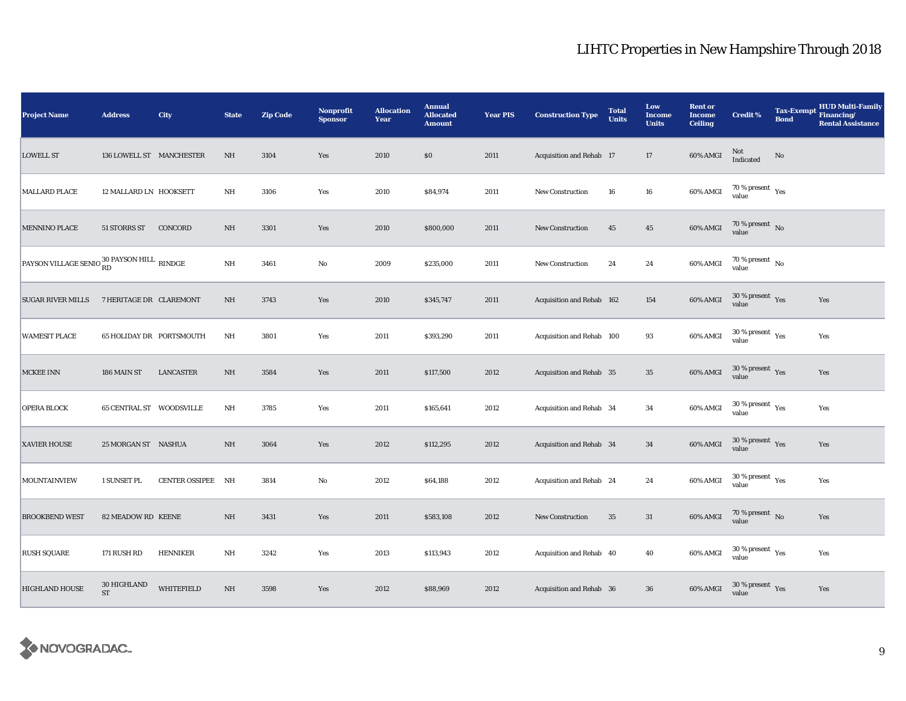# LIHTC Properties in New Hampshire Through 2018

| Project Name | Address | City | State | Zip Code | Nonprofit Sponsor | Allocation Year | Annual Allocated Amount | Year PIS | Construction Type | Total Units | Low Income Units | Rent or Income Ceiling | Credit % | Tax-Exempt Bond | HUD Multi-Family Financing/ Rental Assistance |
|---|---|---|---|---|---|---|---|---|---|---|---|---|---|---|---|
| LOWELL ST | 136 LOWELL ST | MANCHESTER | NH | 3104 | Yes | 2010 | $0 | 2011 | Acquisition and Rehab | 17 | 17 | 60% AMGI | Not Indicated | No | |
| MALLARD PLACE | 12 MALLARD LN | HOOKSETT | NH | 3106 | Yes | 2010 | $84,974 | 2011 | New Construction | 16 | 16 | 60% AMGI | 70 % present value | Yes | |
| MENNINO PLACE | 51 STORRS ST | CONCORD | NH | 3301 | Yes | 2010 | $800,000 | 2011 | New Construction | 45 | 45 | 60% AMGI | 70 % present value | No | |
| PAYSON VILLAGE SENIO | 30 PAYSON HILL RD | RINDGE | NH | 3461 | No | 2009 | $235,000 | 2011 | New Construction | 24 | 24 | 60% AMGI | 70 % present value | No | |
| SUGAR RIVER MILLS | 7 HERITAGE DR | CLAREMONT | NH | 3743 | Yes | 2010 | $345,747 | 2011 | Acquisition and Rehab | 162 | 154 | 60% AMGI | 30 % present value | Yes | Yes |
| WAMESIT PLACE | 65 HOLIDAY DR | PORTSMOUTH | NH | 3801 | Yes | 2011 | $393,290 | 2011 | Acquisition and Rehab | 100 | 93 | 60% AMGI | 30 % present value | Yes | Yes |
| MCKEE INN | 186 MAIN ST | LANCASTER | NH | 3584 | Yes | 2011 | $117,500 | 2012 | Acquisition and Rehab | 35 | 35 | 60% AMGI | 30 % present value | Yes | Yes |
| OPERA BLOCK | 65 CENTRAL ST | WOODSVILLE | NH | 3785 | Yes | 2011 | $165,641 | 2012 | Acquisition and Rehab | 34 | 34 | 60% AMGI | 30 % present value | Yes | Yes |
| XAVIER HOUSE | 25 MORGAN ST | NASHUA | NH | 3064 | Yes | 2012 | $112,295 | 2012 | Acquisition and Rehab | 34 | 34 | 60% AMGI | 30 % present value | Yes | Yes |
| MOUNTAINVIEW | 1 SUNSET PL | CENTER OSSIPEE | NH | 3814 | No | 2012 | $64,188 | 2012 | Acquisition and Rehab | 24 | 24 | 60% AMGI | 30 % present value | Yes | Yes |
| BROOKBEND WEST | 82 MEADOW RD | KEENE | NH | 3431 | Yes | 2011 | $583,108 | 2012 | New Construction | 35 | 31 | 60% AMGI | 70 % present value | No | Yes |
| RUSH SQUARE | 171 RUSH RD | HENNIKER | NH | 3242 | Yes | 2013 | $113,943 | 2012 | Acquisition and Rehab | 40 | 40 | 60% AMGI | 30 % present value | Yes | Yes |
| HIGHLAND HOUSE | 30 HIGHLAND ST | WHITEFIELD | NH | 3598 | Yes | 2012 | $88,969 | 2012 | Acquisition and Rehab | 36 | 36 | 60% AMGI | 30 % present value | Yes | Yes |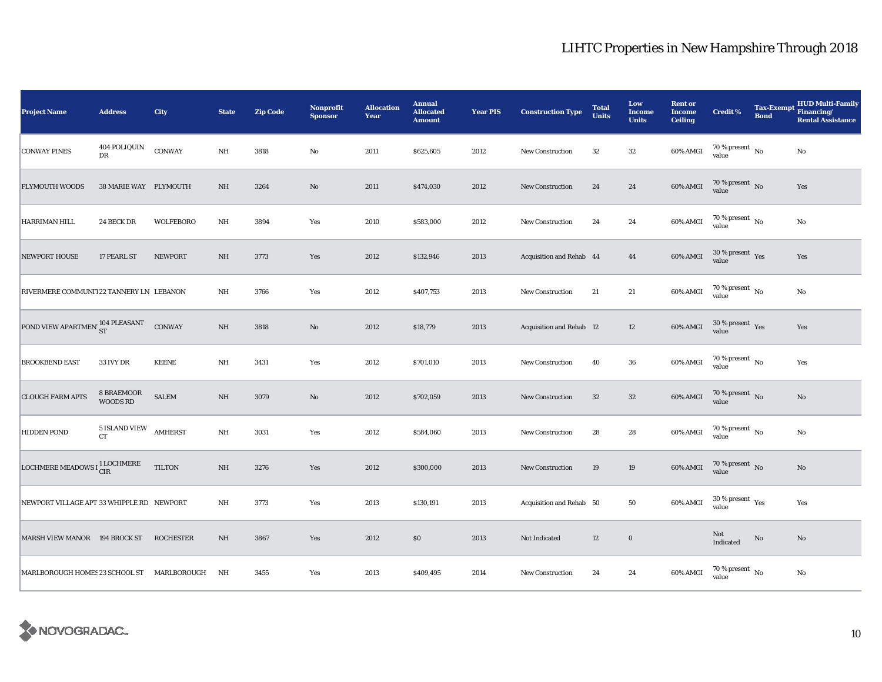# LIHTC Properties in New Hampshire Through 2018

| Project Name | Address | City | State | Zip Code | Nonprofit Sponsor | Allocation Year | Annual Allocated Amount | Year PIS | Construction Type | Total Units | Low Income Units | Rent or Income Ceiling | Credit % | Tax-Exempt Bond | HUD Multi-Family Financing/ Rental Assistance |
|---|---|---|---|---|---|---|---|---|---|---|---|---|---|---|---|
| CONWAY PINES | 404 POLIQUIN DR | CONWAY | NH | 3818 | No | 2011 | $625,605 | 2012 | New Construction | 32 | 32 | 60% AMGI | 70 % present value | No | No |
| PLYMOUTH WOODS | 38 MARIE WAY | PLYMOUTH | NH | 3264 | No | 2011 | $474,030 | 2012 | New Construction | 24 | 24 | 60% AMGI | 70 % present value | No | Yes |
| HARRIMAN HILL | 24 BECK DR | WOLFEBORO | NH | 3894 | Yes | 2010 | $583,000 | 2012 | New Construction | 24 | 24 | 60% AMGI | 70 % present value | No | No |
| NEWPORT HOUSE | 17 PEARL ST | NEWPORT | NH | 3773 | Yes | 2012 | $132,946 | 2013 | Acquisition and Rehab | 44 | 44 | 60% AMGI | 30 % present value | Yes | Yes |
| RIVERMERE COMMUNIT | 22 TANNERY LN | LEBANON | NH | 3766 | Yes | 2012 | $407,753 | 2013 | New Construction | 21 | 21 | 60% AMGI | 70 % present value | No | No |
| POND VIEW APARTMENT | 104 PLEASANT ST | CONWAY | NH | 3818 | No | 2012 | $18,779 | 2013 | Acquisition and Rehab | 12 | 12 | 60% AMGI | 30 % present value | Yes | Yes |
| BROOKBEND EAST | 33 IVY DR | KEENE | NH | 3431 | Yes | 2012 | $701,010 | 2013 | New Construction | 40 | 36 | 60% AMGI | 70 % present value | No | Yes |
| CLOUGH FARM APTS | 8 BRAEMOOR WOODS RD | SALEM | NH | 3079 | No | 2012 | $702,059 | 2013 | New Construction | 32 | 32 | 60% AMGI | 70 % present value | No | No |
| HIDDEN POND | 5 ISLAND VIEW CT | AMHERST | NH | 3031 | Yes | 2012 | $584,060 | 2013 | New Construction | 28 | 28 | 60% AMGI | 70 % present value | No | No |
| LOCHMERE MEADOWS I | 1 LOCHMERE CIR | TILTON | NH | 3276 | Yes | 2012 | $300,000 | 2013 | New Construction | 19 | 19 | 60% AMGI | 70 % present value | No | No |
| NEWPORT VILLAGE APT | 33 WHIPPLE RD | NEWPORT | NH | 3773 | Yes | 2013 | $130,191 | 2013 | Acquisition and Rehab | 50 | 50 | 60% AMGI | 30 % present value | Yes | Yes |
| MARSH VIEW MANOR | 194 BROCK ST | ROCHESTER | NH | 3867 | Yes | 2012 | $0 | 2013 | Not Indicated | 12 | 0 | | Not Indicated | No | No |
| MARLBOROUGH HOMES | 23 SCHOOL ST | MARLBOROUGH | NH | 3455 | Yes | 2013 | $409,495 | 2014 | New Construction | 24 | 24 | 60% AMGI | 70 % present value | No | No |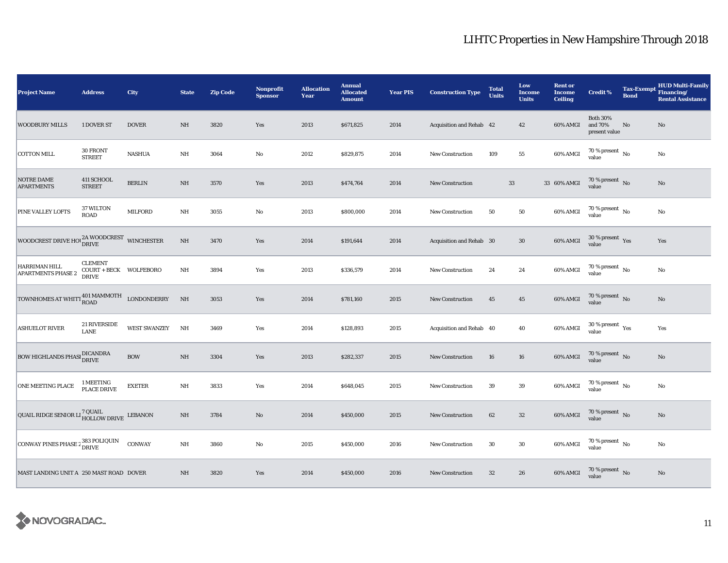# LIHTC Properties in New Hampshire Through 2018

| Project Name | Address | City | State | Zip Code | Nonprofit Sponsor | Allocation Year | Annual Allocated Amount | Year PIS | Construction Type | Total Units | Low Income Units | Rent or Income Ceiling | Credit % | Tax-Exempt Bond | HUD Multi-Family Financing/ Rental Assistance |
|---|---|---|---|---|---|---|---|---|---|---|---|---|---|---|---|
| WOODBURY MILLS | 1 DOVER ST | DOVER | NH | 3820 | Yes | 2013 | $671,825 | 2014 | Acquisition and Rehab | 42 | 42 | 60% AMGI | Both 30% and 70% present value | No | No |
| COTTON MILL | 30 FRONT STREET | NASHUA | NH | 3064 | No | 2012 | $829,875 | 2014 | New Construction | 109 | 55 | 60% AMGI | 70 % present value | No | No |
| NOTRE DAME APARTMENTS | 411 SCHOOL STREET | BERLIN | NH | 3570 | Yes | 2013 | $474,764 | 2014 | New Construction | 33 | 33 | 60% AMGI | 70 % present value | No | No |
| PINE VALLEY LOFTS | 37 WILTON ROAD | MILFORD | NH | 3055 | No | 2013 | $800,000 | 2014 | New Construction | 50 | 50 | 60% AMGI | 70 % present value | No | No |
| WOODCREST DRIVE HOU | 2A WOODCREST DRIVE | WINCHESTER | NH | 3470 | Yes | 2014 | $191,644 | 2014 | Acquisition and Rehab | 30 | 30 | 60% AMGI | 30 % present value | Yes | Yes |
| HARRIMAN HILL APARTMENTS PHASE 2 | CLEMENT COURT + BECK DRIVE | WOLFEBORO | NH | 3894 | Yes | 2013 | $336,579 | 2014 | New Construction | 24 | 24 | 60% AMGI | 70 % present value | No | No |
| TOWNHOMES AT WHITT | 401 MAMMOTH ROAD | LONDONDERRY | NH | 3053 | Yes | 2014 | $781,160 | 2015 | New Construction | 45 | 45 | 60% AMGI | 70 % present value | No | No |
| ASHUELOT RIVER | 21 RIVERSIDE LANE | WEST SWANZEY | NH | 3469 | Yes | 2014 | $128,893 | 2015 | Acquisition and Rehab | 40 | 40 | 60% AMGI | 30 % present value | Yes | Yes |
| BOW HIGHLANDS PHASI | DICANDRA DRIVE | BOW | NH | 3304 | Yes | 2013 | $282,337 | 2015 | New Construction | 16 | 16 | 60% AMGI | 70 % present value | No | No |
| ONE MEETING PLACE | 1 MEETING PLACE DRIVE | EXETER | NH | 3833 | Yes | 2014 | $648,045 | 2015 | New Construction | 39 | 39 | 60% AMGI | 70 % present value | No | No |
| QUAIL RIDGE SENIOR LI | 7 QUAIL HOLLOW DRIVE | LEBANON | NH | 3784 | No | 2014 | $450,000 | 2015 | New Construction | 62 | 32 | 60% AMGI | 70 % present value | No | No |
| CONWAY PINES PHASE 2 | 383 POLIQUIN DRIVE | CONWAY | NH | 3860 | No | 2015 | $450,000 | 2016 | New Construction | 30 | 30 | 60% AMGI | 70 % present value | No | No |
| MAST LANDING UNIT A | 250 MAST ROAD | DOVER | NH | 3820 | Yes | 2014 | $450,000 | 2016 | New Construction | 32 | 26 | 60% AMGI | 70 % present value | No | No |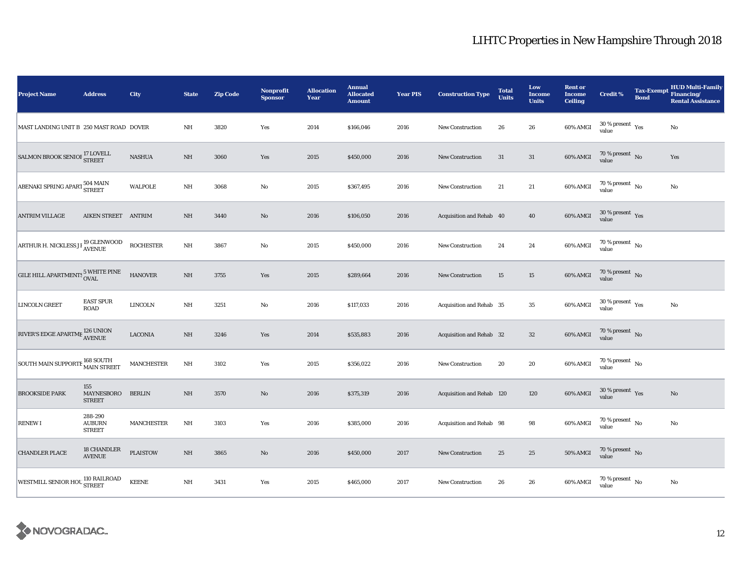# LIHTC Properties in New Hampshire Through 2018

| Project Name | Address | City | State | Zip Code | Nonprofit Sponsor | Allocation Year | Annual Allocated Amount | Year PIS | Construction Type | Total Units | Low Income Units | Rent or Income Ceiling | Credit % | Tax-Exempt Bond | HUD Multi-Family Financing/ Rental Assistance |
|---|---|---|---|---|---|---|---|---|---|---|---|---|---|---|---|
| MAST LANDING UNIT B | 250 MAST ROAD | DOVER | NH | 3820 | Yes | 2014 | $166,046 | 2016 | New Construction | 26 | 26 | 60% AMGI | 30 % present value | Yes | No |
| SALMON BROOK SENIOR | 17 LOVELL STREET | NASHUA | NH | 3060 | Yes | 2015 | $450,000 | 2016 | New Construction | 31 | 31 | 60% AMGI | 70 % present value | No | Yes |
| ABENAKI SPRING APART | 504 MAIN STREET | WALPOLE | NH | 3068 | No | 2015 | $367,495 | 2016 | New Construction | 21 | 21 | 60% AMGI | 70 % present value | No | No |
| ANTRIM VILLAGE | AIKEN STREET | ANTRIM | NH | 3440 | No | 2016 | $106,050 | 2016 | Acquisition and Rehab | 40 | 40 | 60% AMGI | 30 % present value | Yes | |
| ARTHUR H. NICKLESS J I | 19 GLENWOOD AVENUE | ROCHESTER | NH | 3867 | No | 2015 | $450,000 | 2016 | New Construction | 24 | 24 | 60% AMGI | 70 % present value | No | |
| GILE HILL APARTMENTS | 5 WHITE PINE OVAL | HANOVER | NH | 3755 | Yes | 2015 | $289,664 | 2016 | New Construction | 15 | 15 | 60% AMGI | 70 % present value | No | |
| LINCOLN GREET | EAST SPUR ROAD | LINCOLN | NH | 3251 | No | 2016 | $117,033 | 2016 | Acquisition and Rehab | 35 | 35 | 60% AMGI | 30 % present value | Yes | No |
| RIVER'S EDGE APARTME | 126 UNION AVENUE | LACONIA | NH | 3246 | Yes | 2014 | $535,883 | 2016 | Acquisition and Rehab | 32 | 32 | 60% AMGI | 70 % present value | No | |
| SOUTH MAIN SUPPORTE | 168 SOUTH MAIN STREET | MANCHESTER | NH | 3102 | Yes | 2015 | $356,022 | 2016 | New Construction | 20 | 20 | 60% AMGI | 70 % present value | No | |
| BROOKSIDE PARK | 155 MAYNESBORO STREET | BERLIN | NH | 3570 | No | 2016 | $375,319 | 2016 | Acquisition and Rehab | 120 | 120 | 60% AMGI | 30 % present value | Yes | No |
| RENEW I | 288-290 AUBURN STREET | MANCHESTER | NH | 3103 | Yes | 2016 | $385,000 | 2016 | Acquisition and Rehab | 98 | 98 | 60% AMGI | 70 % present value | No | No |
| CHANDLER PLACE | 18 CHANDLER AVENUE | PLAISTOW | NH | 3865 | No | 2016 | $450,000 | 2017 | New Construction | 25 | 25 | 50% AMGI | 70 % present value | No | |
| WESTMILL SENIOR HOU | 110 RAILROAD STREET | KEENE | NH | 3431 | Yes | 2015 | $465,000 | 2017 | New Construction | 26 | 26 | 60% AMGI | 70 % present value | No | No |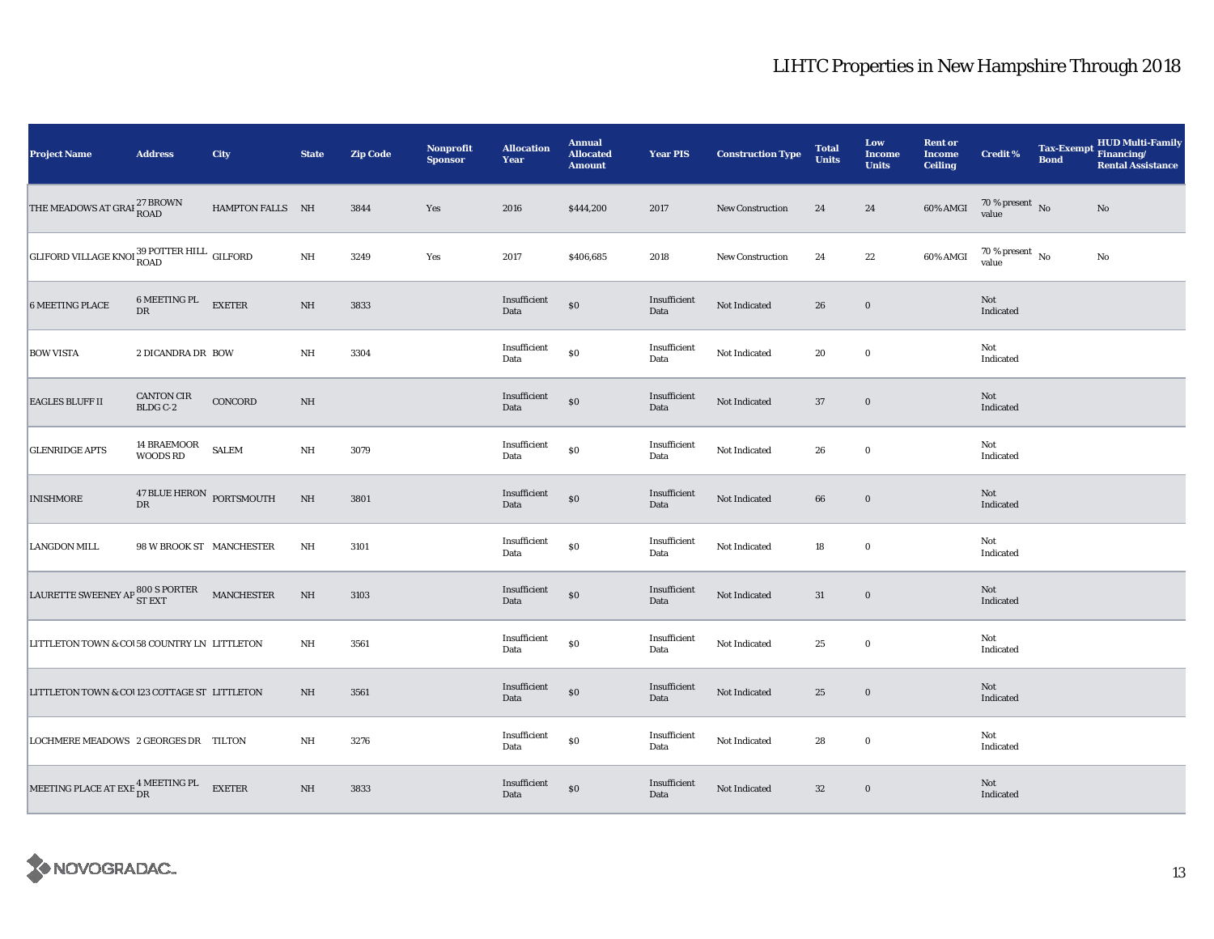# LIHTC Properties in New Hampshire Through 2018

| Project Name | Address | City | State | Zip Code | Nonprofit Sponsor | Allocation Year | Annual Allocated Amount | Year PIS | Construction Type | Total Units | Low Income Units | Rent or Income Ceiling | Credit % | Tax-Exempt Bond | HUD Multi-Family Financing/ Rental Assistance |
|---|---|---|---|---|---|---|---|---|---|---|---|---|---|---|---|
| THE MEADOWS AT GRAI | 27 BROWN ROAD | HAMPTON FALLS | NH | 3844 | Yes | 2016 | $444,200 | 2017 | New Construction | 24 | 24 | 60% AMGI | 70 % present value | No | No |
| GLIFORD VILLAGE KNOI | 39 POTTER HILL ROAD | GILFORD | NH | 3249 | Yes | 2017 | $406,685 | 2018 | New Construction | 24 | 22 | 60% AMGI | 70 % present value | No | No |
| 6 MEETING PLACE | 6 MEETING PL DR | EXETER | NH | 3833 | | Insufficient Data | $0 | Insufficient Data | Not Indicated | 26 | 0 | | Not Indicated | | |
| BOW VISTA | 2 DICANDRA DR | BOW | NH | 3304 | | Insufficient Data | $0 | Insufficient Data | Not Indicated | 20 | 0 | | Not Indicated | | |
| EAGLES BLUFF II | CANTON CIR BLDG C-2 | CONCORD | NH | | | Insufficient Data | $0 | Insufficient Data | Not Indicated | 37 | 0 | | Not Indicated | | |
| GLENRIDGE APTS | 14 BRAEMOOR WOODS RD | SALEM | NH | 3079 | | Insufficient Data | $0 | Insufficient Data | Not Indicated | 26 | 0 | | Not Indicated | | |
| INISHMORE | 47 BLUE HERON DR | PORTSMOUTH | NH | 3801 | | Insufficient Data | $0 | Insufficient Data | Not Indicated | 66 | 0 | | Not Indicated | | |
| LANGDON MILL | 98 W BROOK ST | MANCHESTER | NH | 3101 | | Insufficient Data | $0 | Insufficient Data | Not Indicated | 18 | 0 | | Not Indicated | | |
| LAURETTE SWEENEY AP | 800 S PORTER ST EXT | MANCHESTER | NH | 3103 | | Insufficient Data | $0 | Insufficient Data | Not Indicated | 31 | 0 | | Not Indicated | | |
| LITTLETON TOWN & COI | 58 COUNTRY LN | LITTLETON | NH | 3561 | | Insufficient Data | $0 | Insufficient Data | Not Indicated | 25 | 0 | | Not Indicated | | |
| LITTLETON TOWN & COI | 123 COTTAGE ST | LITTLETON | NH | 3561 | | Insufficient Data | $0 | Insufficient Data | Not Indicated | 25 | 0 | | Not Indicated | | |
| LOCHMERE MEADOWS | 2 GEORGES DR | TILTON | NH | 3276 | | Insufficient Data | $0 | Insufficient Data | Not Indicated | 28 | 0 | | Not Indicated | | |
| MEETING PLACE AT EXE | 4 MEETING PL DR | EXETER | NH | 3833 | | Insufficient Data | $0 | Insufficient Data | Not Indicated | 32 | 0 | | Not Indicated | | |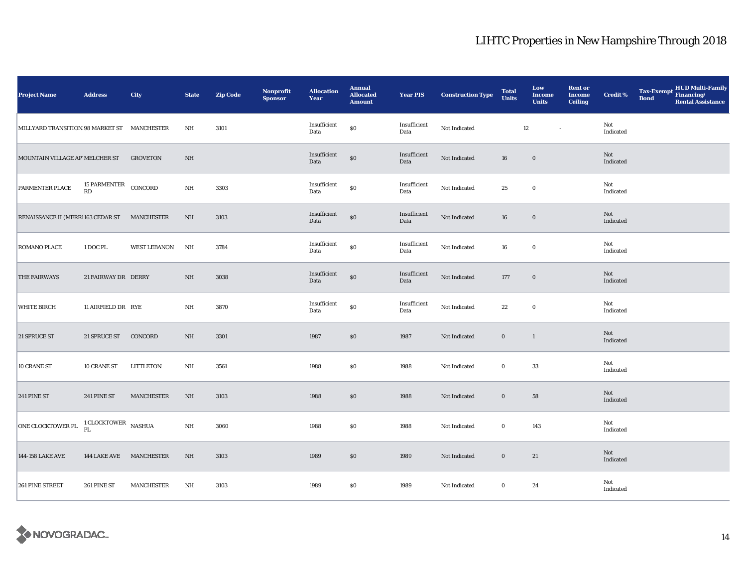# LIHTC Properties in New Hampshire Through 2018

| Project Name | Address | City | State | Zip Code | Nonprofit Sponsor | Allocation Year | Annual Allocated Amount | Year PIS | Construction Type | Total Units | Low Income Units | Rent or Income Ceiling | Credit % | Tax-Exempt Bond | HUD Multi-Family Financing/ Rental Assistance |
|---|---|---|---|---|---|---|---|---|---|---|---|---|---|---|---|
| MILLYARD TRANSITION | 98 MARKET ST | MANCHESTER | NH | 3101 | | Insufficient Data | $0 | Insufficient Data | Not Indicated | 12 | - | | Not Indicated | | |
| MOUNTAIN VILLAGE AP | MELCHER ST | GROVETON | NH | | | Insufficient Data | $0 | Insufficient Data | Not Indicated | 16 | 0 | | Not Indicated | | |
| PARMENTER PLACE | 15 PARMENTER RD | CONCORD | NH | 3303 | | Insufficient Data | $0 | Insufficient Data | Not Indicated | 25 | 0 | | Not Indicated | | |
| RENAISSANCE II (MERRI | 163 CEDAR ST | MANCHESTER | NH | 3103 | | Insufficient Data | $0 | Insufficient Data | Not Indicated | 16 | 0 | | Not Indicated | | |
| ROMANO PLACE | 1 DOC PL | WEST LEBANON | NH | 3784 | | Insufficient Data | $0 | Insufficient Data | Not Indicated | 16 | 0 | | Not Indicated | | |
| THE FAIRWAYS | 21 FAIRWAY DR | DERRY | NH | 3038 | | Insufficient Data | $0 | Insufficient Data | Not Indicated | 177 | 0 | | Not Indicated | | |
| WHITE BIRCH | 11 AIRFIELD DR | RYE | NH | 3870 | | Insufficient Data | $0 | Insufficient Data | Not Indicated | 22 | 0 | | Not Indicated | | |
| 21 SPRUCE ST | 21 SPRUCE ST | CONCORD | NH | 3301 | | 1987 | $0 | 1987 | Not Indicated | 0 | 1 | | Not Indicated | | |
| 10 CRANE ST | 10 CRANE ST | LITTLETON | NH | 3561 | | 1988 | $0 | 1988 | Not Indicated | 0 | 33 | | Not Indicated | | |
| 241 PINE ST | 241 PINE ST | MANCHESTER | NH | 3103 | | 1988 | $0 | 1988 | Not Indicated | 0 | 58 | | Not Indicated | | |
| ONE CLOCKTOWER PL | 1 CLOCKTOWER PL | NASHUA | NH | 3060 | | 1988 | $0 | 1988 | Not Indicated | 0 | 143 | | Not Indicated | | |
| 144-158 LAKE AVE | 144 LAKE AVE | MANCHESTER | NH | 3103 | | 1989 | $0 | 1989 | Not Indicated | 0 | 21 | | Not Indicated | | |
| 261 PINE STREET | 261 PINE ST | MANCHESTER | NH | 3103 | | 1989 | $0 | 1989 | Not Indicated | 0 | 24 | | Not Indicated | | |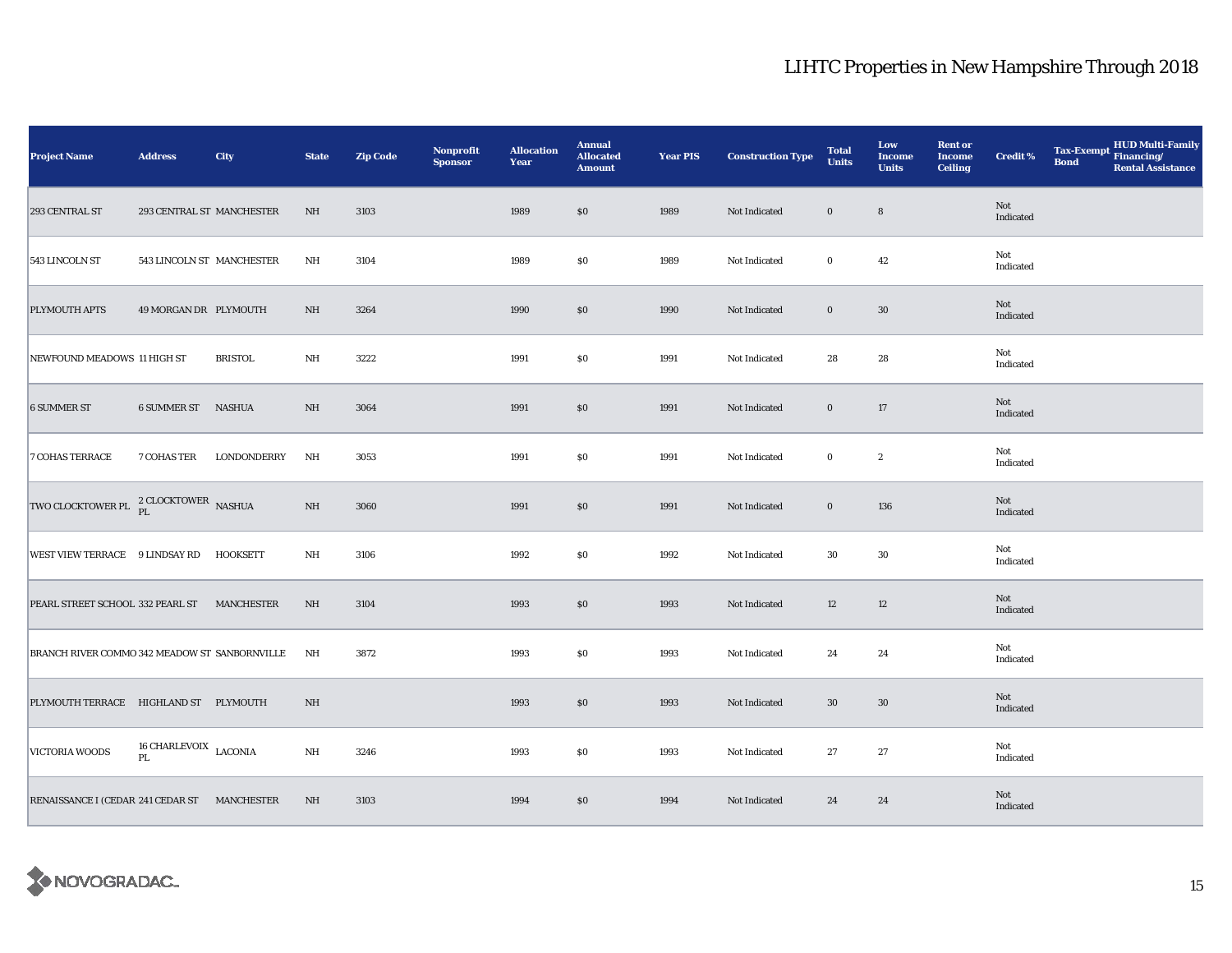# LIHTC Properties in New Hampshire Through 2018

| Project Name | Address | City | State | Zip Code | Nonprofit Sponsor | Allocation Year | Annual Allocated Amount | Year PIS | Construction Type | Total Units | Low Income Units | Rent or Income Ceiling | Credit % | Tax-Exempt Bond | HUD Multi-Family Financing/ Rental Assistance |
|---|---|---|---|---|---|---|---|---|---|---|---|---|---|---|---|
| 293 CENTRAL ST | 293 CENTRAL ST | MANCHESTER | NH | 3103 | | 1989 | $0 | 1989 | Not Indicated | 0 | 8 | | Not Indicated | | |
| 543 LINCOLN ST | 543 LINCOLN ST | MANCHESTER | NH | 3104 | | 1989 | $0 | 1989 | Not Indicated | 0 | 42 | | Not Indicated | | |
| PLYMOUTH APTS | 49 MORGAN DR | PLYMOUTH | NH | 3264 | | 1990 | $0 | 1990 | Not Indicated | 0 | 30 | | Not Indicated | | |
| NEWFOUND MEADOWS | 11 HIGH ST | BRISTOL | NH | 3222 | | 1991 | $0 | 1991 | Not Indicated | 28 | 28 | | Not Indicated | | |
| 6 SUMMER ST | 6 SUMMER ST | NASHUA | NH | 3064 | | 1991 | $0 | 1991 | Not Indicated | 0 | 17 | | Not Indicated | | |
| 7 COHAS TERRACE | 7 COHAS TER | LONDONDERRY | NH | 3053 | | 1991 | $0 | 1991 | Not Indicated | 0 | 2 | | Not Indicated | | |
| TWO CLOCKTOWER PL | 2 CLOCKTOWER PL | NASHUA | NH | 3060 | | 1991 | $0 | 1991 | Not Indicated | 0 | 136 | | Not Indicated | | |
| WEST VIEW TERRACE | 9 LINDSAY RD | HOOKSETT | NH | 3106 | | 1992 | $0 | 1992 | Not Indicated | 30 | 30 | | Not Indicated | | |
| PEARL STREET SCHOOL | 332 PEARL ST | MANCHESTER | NH | 3104 | | 1993 | $0 | 1993 | Not Indicated | 12 | 12 | | Not Indicated | | |
| BRANCH RIVER COMMO | 342 MEADOW ST | SANBORNVILLE | NH | 3872 | | 1993 | $0 | 1993 | Not Indicated | 24 | 24 | | Not Indicated | | |
| PLYMOUTH TERRACE | HIGHLAND ST | PLYMOUTH | NH | | | 1993 | $0 | 1993 | Not Indicated | 30 | 30 | | Not Indicated | | |
| VICTORIA WOODS | 16 CHARLEVOIX PL | LACONIA | NH | 3246 | | 1993 | $0 | 1993 | Not Indicated | 27 | 27 | | Not Indicated | | |
| RENAISSANCE I (CEDAR | 241 CEDAR ST | MANCHESTER | NH | 3103 | | 1994 | $0 | 1994 | Not Indicated | 24 | 24 | | Not Indicated | | |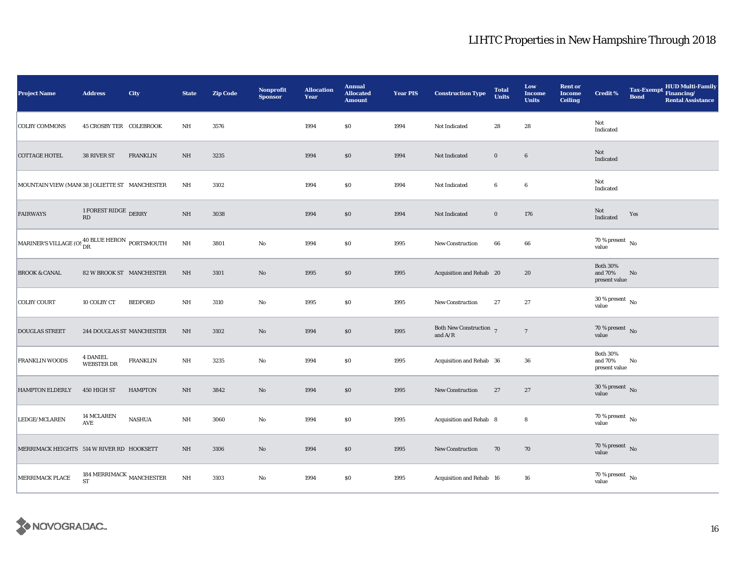## LIHTC Properties in New Hampshire Through 2018

| Project Name | Address | City | State | Zip Code | Nonprofit Sponsor | Allocation Year | Annual Allocated Amount | Year PIS | Construction Type | Total Units | Low Income Units | Rent or Income Ceiling | Credit % | Tax-Exempt Bond | HUD Multi-Family Financing/ Rental Assistance |
|---|---|---|---|---|---|---|---|---|---|---|---|---|---|---|---|
| COLBY COMMONS | 45 CROSBY TER | COLEBROOK | NH | 3576 | | 1994 | $0 | 1994 | Not Indicated | 28 | 28 | | Not Indicated | | |
| COTTAGE HOTEL | 38 RIVER ST | FRANKLIN | NH | 3235 | | 1994 | $0 | 1994 | Not Indicated | 0 | 6 | | Not Indicated | | |
| MOUNTAIN VIEW (MAN( | 38 JOLIETTE ST | MANCHESTER | NH | 3102 | | 1994 | $0 | 1994 | Not Indicated | 6 | 6 | | Not Indicated | | |
| FAIRWAYS | 1 FOREST RIDGE RD | DERRY | NH | 3038 | | 1994 | $0 | 1994 | Not Indicated | 0 | 176 | | Not Indicated | Yes | |
| MARINER'S VILLAGE (OS | 40 BLUE HERON DR | PORTSMOUTH | NH | 3801 | No | 1994 | $0 | 1995 | New Construction | 66 | 66 | | 70 % present value | No | |
| BROOK & CANAL | 82 W BROOK ST | MANCHESTER | NH | 3101 | No | 1995 | $0 | 1995 | Acquisition and Rehab | 20 | 20 | | Both 30% and 70% present value | No | |
| COLBY COURT | 10 COLBY CT | BEDFORD | NH | 3110 | No | 1995 | $0 | 1995 | New Construction | 27 | 27 | | 30 % present value | No | |
| DOUGLAS STREET | 244 DOUGLAS ST | MANCHESTER | NH | 3102 | No | 1994 | $0 | 1995 | Both New Construction and A/R | 7 | 7 | | 70 % present value | No | |
| FRANKLIN WOODS | 4 DANIEL WEBSTER DR | FRANKLIN | NH | 3235 | No | 1994 | $0 | 1995 | Acquisition and Rehab | 36 | 36 | | Both 30% and 70% present value | No | |
| HAMPTON ELDERLY | 450 HIGH ST | HAMPTON | NH | 3842 | No | 1994 | $0 | 1995 | New Construction | 27 | 27 | | 30 % present value | No | |
| LEDGE/MCLAREN | 14 MCLAREN AVE | NASHUA | NH | 3060 | No | 1994 | $0 | 1995 | Acquisition and Rehab | 8 | 8 | | 70 % present value | No | |
| MERRIMACK HEIGHTS | 514 W RIVER RD | HOOKSETT | NH | 3106 | No | 1994 | $0 | 1995 | New Construction | 70 | 70 | | 70 % present value | No | |
| MERRIMACK PLACE | 184 MERRIMACK ST | MANCHESTER | NH | 3103 | No | 1994 | $0 | 1995 | Acquisition and Rehab | 16 | 16 | | 70 % present value | No | |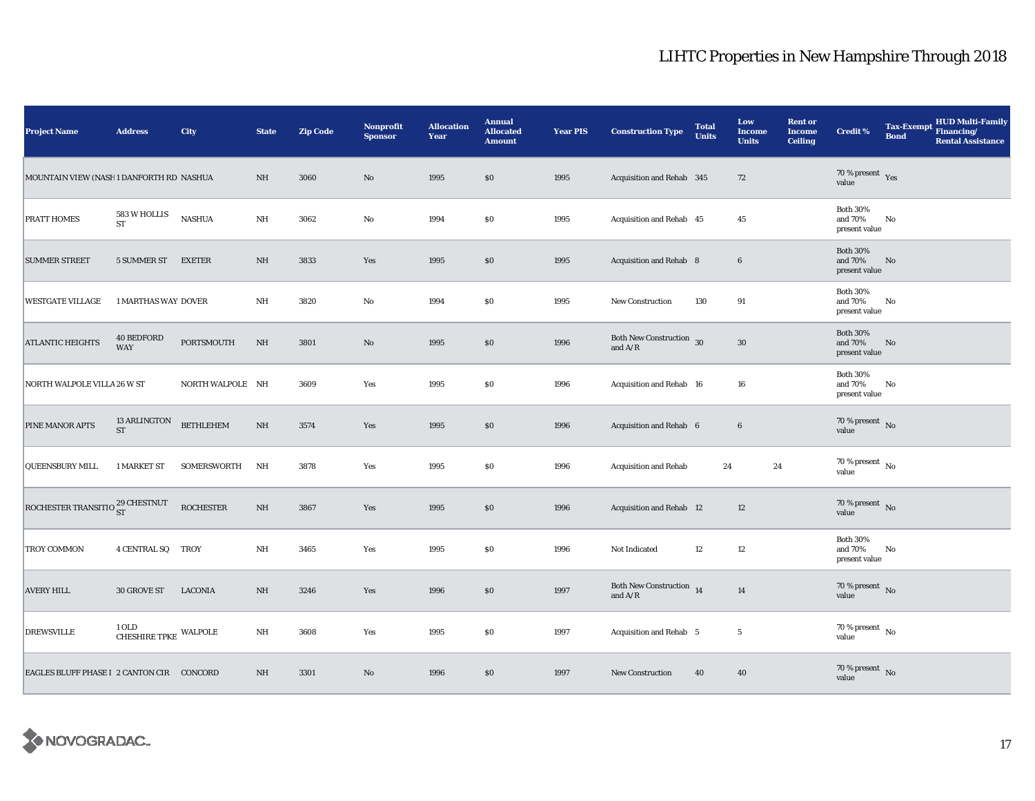# LIHTC Properties in New Hampshire Through 2018

| Project Name | Address | City | State | Zip Code | Nonprofit Sponsor | Allocation Year | Annual Allocated Amount | Year PIS | Construction Type | Total Units | Low Income Units | Rent or Income Ceiling | Credit % | Tax-Exempt Bond | HUD Multi-Family Financing/ Rental Assistance |
|---|---|---|---|---|---|---|---|---|---|---|---|---|---|---|---|
| MOUNTAIN VIEW (NASH | 1 DANFORTH RD | NASHUA | NH | 3060 | No | 1995 | $0 | 1995 | Acquisition and Rehab | 345 | 72 | | 70 % present value | Yes | |
| PRATT HOMES | 583 W HOLLIS ST | NASHUA | NH | 3062 | No | 1994 | $0 | 1995 | Acquisition and Rehab | 45 | 45 | | Both 30% and 70% present value | No | |
| SUMMER STREET | 5 SUMMER ST | EXETER | NH | 3833 | Yes | 1995 | $0 | 1995 | Acquisition and Rehab | 8 | 6 | | Both 30% and 70% present value | No | |
| WESTGATE VILLAGE | 1 MARTHAS WAY | DOVER | NH | 3820 | No | 1994 | $0 | 1995 | New Construction | 130 | 91 | | Both 30% and 70% present value | No | |
| ATLANTIC HEIGHTS | 40 BEDFORD WAY | PORTSMOUTH | NH | 3801 | No | 1995 | $0 | 1996 | Both New Construction and A/R | 30 | 30 | | Both 30% and 70% present value | No | |
| NORTH WALPOLE VILLA | 26 W ST | NORTH WALPOLE | NH | 3609 | Yes | 1995 | $0 | 1996 | Acquisition and Rehab | 16 | 16 | | Both 30% and 70% present value | No | |
| PINE MANOR APTS | 13 ARLINGTON ST | BETHLEHEM | NH | 3574 | Yes | 1995 | $0 | 1996 | Acquisition and Rehab | 6 | 6 | | 70 % present value | No | |
| QUEENSBURY MILL | 1 MARKET ST | SOMERSWORTH | NH | 3878 | Yes | 1995 | $0 | 1996 | Acquisition and Rehab | | 24 | 24 | 70 % present value | No | |
| ROCHESTER TRANSITIO | 29 CHESTNUT ST | ROCHESTER | NH | 3867 | Yes | 1995 | $0 | 1996 | Acquisition and Rehab | 12 | 12 | | 70 % present value | No | |
| TROY COMMON | 4 CENTRAL SQ | TROY | NH | 3465 | Yes | 1995 | $0 | 1996 | Not Indicated | 12 | 12 | | Both 30% and 70% present value | No | |
| AVERY HILL | 30 GROVE ST | LACONIA | NH | 3246 | Yes | 1996 | $0 | 1997 | Both New Construction and A/R | 14 | 14 | | 70 % present value | No | |
| DREWSVILLE | 1 OLD CHESHIRE TPKE | WALPOLE | NH | 3608 | Yes | 1995 | $0 | 1997 | Acquisition and Rehab | 5 | 5 | | 70 % present value | No | |
| EAGLES BLUFF PHASE I | 2 CANTON CIR | CONCORD | NH | 3301 | No | 1996 | $0 | 1997 | New Construction | 40 | 40 | | 70 % present value | No | |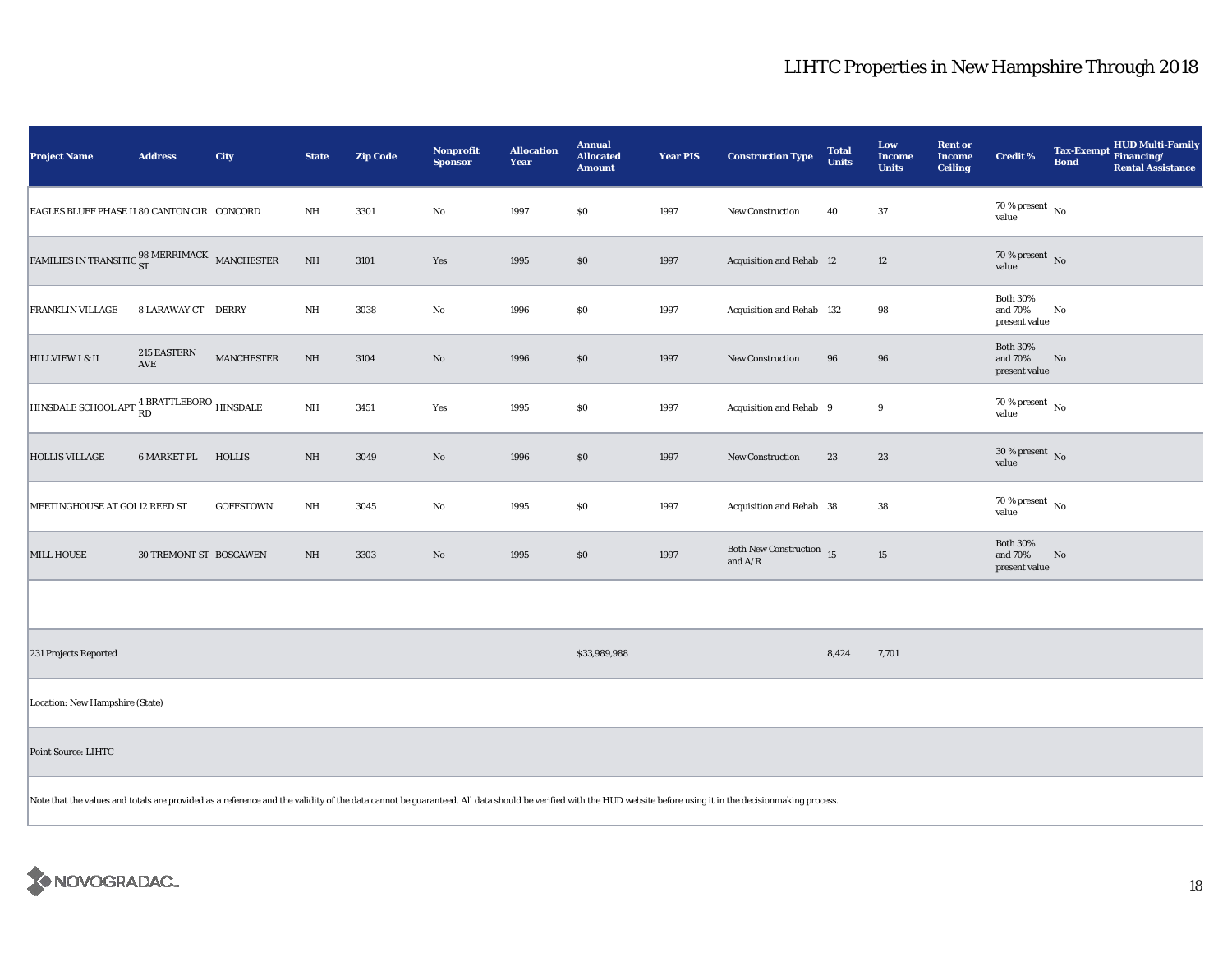# LIHTC Properties in New Hampshire Through 2018

| Project Name | Address | City | State | Zip Code | Nonprofit Sponsor | Allocation Year | Annual Allocated Amount | Year PIS | Construction Type | Total Units | Low Income Units | Rent or Income Ceiling | Credit % | Tax-Exempt Bond | HUD Multi-Family Financing/ Rental Assistance |
|---|---|---|---|---|---|---|---|---|---|---|---|---|---|---|---|
| EAGLES BLUFF PHASE II | 80 CANTON CIR | CONCORD | NH | 3301 | No | 1997 | $0 | 1997 | New Construction | 40 | 37 | | 70 % present value | No | |
| FAMILIES IN TRANSITIO | 98 MERRIMACK ST | MANCHESTER | NH | 3101 | Yes | 1995 | $0 | 1997 | Acquisition and Rehab | 12 | 12 | | 70 % present value | No | |
| FRANKLIN VILLAGE | 8 LARAWAY CT | DERRY | NH | 3038 | No | 1996 | $0 | 1997 | Acquisition and Rehab | 132 | 98 | | Both 30% and 70% present value | No | |
| HILLVIEW I & II | 215 EASTERN AVE | MANCHESTER | NH | 3104 | No | 1996 | $0 | 1997 | New Construction | 96 | 96 | | Both 30% and 70% present value | No | |
| HINSDALE SCHOOL APTS | 4 BRATTLEBORO RD | HINSDALE | NH | 3451 | Yes | 1995 | $0 | 1997 | Acquisition and Rehab | 9 | 9 | | 70 % present value | No | |
| HOLLIS VILLAGE | 6 MARKET PL | HOLLIS | NH | 3049 | No | 1996 | $0 | 1997 | New Construction | 23 | 23 | | 30 % present value | No | |
| MEETINGHOUSE AT GOI | 12 REED ST | GOFFSTOWN | NH | 3045 | No | 1995 | $0 | 1997 | Acquisition and Rehab | 38 | 38 | | 70 % present value | No | |
| MILL HOUSE | 30 TREMONT ST | BOSCAWEN | NH | 3303 | No | 1995 | $0 | 1997 | Both New Construction and A/R | 15 | 15 | | Both 30% and 70% present value | No | |
| | | | | | | | | | | | | | | | |
| 231 Projects Reported | | | | | | | $33,989,988 | | | 8,424 | 7,701 | | | | |

Location: New Hampshire (State)

Point Source: LIHTC

Note that the values and totals are provided as a reference and the validity of the data cannot be guaranteed. All data should be verified with the HUD website before using it in the decisionmaking process.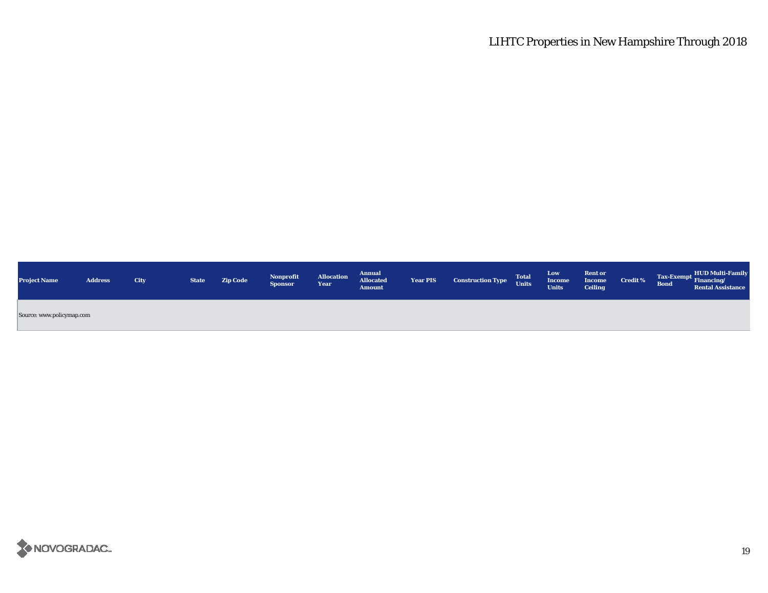# LIHTC Properties in New Hampshire Through 2018

| Project Name | Address | City | State | Zip Code | Nonprofit Sponsor | Allocation Year | Annual Allocated Amount | Year PIS | Construction Type | Total Units | Low Income Units | Rent or Income Ceiling | Credit % | Tax-Exempt Bond | HUD Multi-Family Financing/ Rental Assistance |
|---|---|---|---|---|---|---|---|---|---|---|---|---|---|---|---|

Source: www.policymap.com